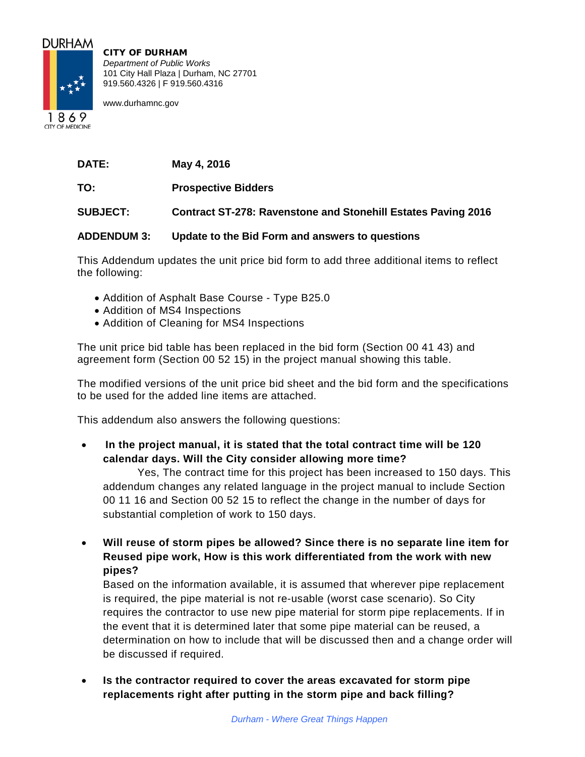DURHAM

1869
CITY OF MEDICINE

**CITY OF DURHAM**
*Department of Public Works*
101 City Hall Plaza | Durham, NC 27701
919.560.4326 | F 919.560.4316

www.durhamnc.gov

**DATE:** **May 4, 2016**

**TO:** **Prospective Bidders**

**SUBJECT:** **Contract ST-278: Ravenstone and Stonehill Estates Paving 2016**

**ADDENDUM 3:** **Update to the Bid Form and answers to questions**

This Addendum updates the unit price bid form to add three additional items to reflect the following:

- Addition of Asphalt Base Course - Type B25.0
- Addition of MS4 Inspections
- Addition of Cleaning for MS4 Inspections

The unit price bid table has been replaced in the bid form (Section 00 41 43) and agreement form (Section 00 52 15) in the project manual showing this table.

The modified versions of the unit price bid sheet and the bid form and the specifications to be used for the added line items are attached.

This addendum also answers the following questions:

- **In the project manual, it is stated that the total contract time will be 120 calendar days. Will the City consider allowing more time?**
  Yes, The contract time for this project has been increased to 150 days. This addendum changes any related language in the project manual to include Section 00 11 16 and Section 00 52 15 to reflect the change in the number of days for substantial completion of work to 150 days.

- **Will reuse of storm pipes be allowed? Since there is no separate line item for Reused pipe work, How is this work differentiated from the work with new pipes?**
  Based on the information available, it is assumed that wherever pipe replacement is required, the pipe material is not re-usable (worst case scenario). So City requires the contractor to use new pipe material for storm pipe replacements. If in the event that it is determined later that some pipe material can be reused, a determination on how to include that will be discussed then and a change order will be discussed if required.

- **Is the contractor required to cover the areas excavated for storm pipe replacements right after putting in the storm pipe and back filling?**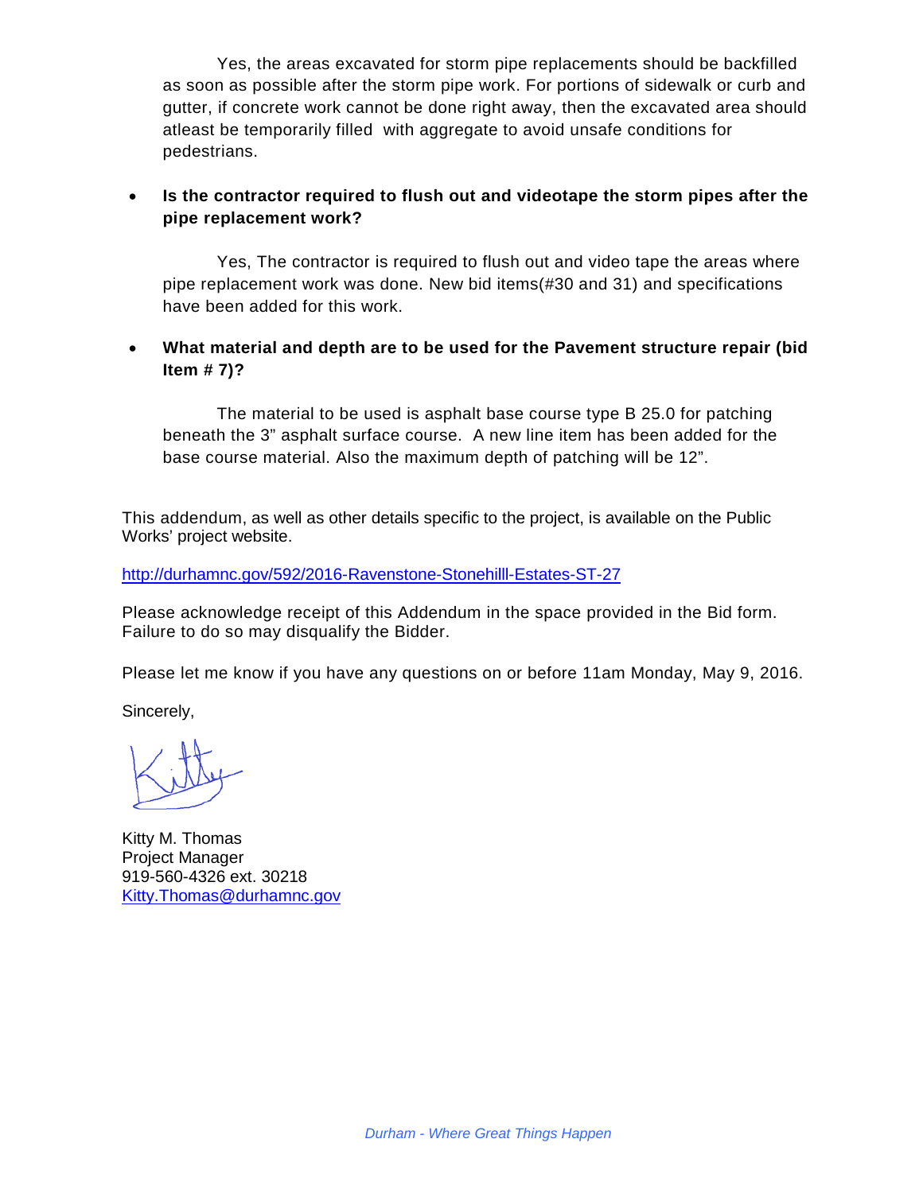Yes, the areas excavated for storm pipe replacements should be backfilled as soon as possible after the storm pipe work. For portions of sidewalk or curb and gutter, if concrete work cannot be done right away, then the excavated area should atleast be temporarily filled with aggregate to avoid unsafe conditions for pedestrians.

- **Is the contractor required to flush out and videotape the storm pipes after the pipe replacement work?**

  Yes, The contractor is required to flush out and video tape the areas where pipe replacement work was done. New bid items(#30 and 31) and specifications have been added for this work.

- **What material and depth are to be used for the Pavement structure repair (bid Item # 7)?**

  The material to be used is asphalt base course type B 25.0 for patching beneath the 3" asphalt surface course. A new line item has been added for the base course material. Also the maximum depth of patching will be 12".

This addendum, as well as other details specific to the project, is available on the Public Works' project website.

http://durhamnc.gov/592/2016-Ravenstone-Stonehilll-Estates-ST-27

Please acknowledge receipt of this Addendum in the space provided in the Bid form. Failure to do so may disqualify the Bidder.

Please let me know if you have any questions on or before 11am Monday, May 9, 2016.

Sincerely,

Kitty M. Thomas
Project Manager
919-560-4326 ext. 30218
Kitty.Thomas@durhamnc.gov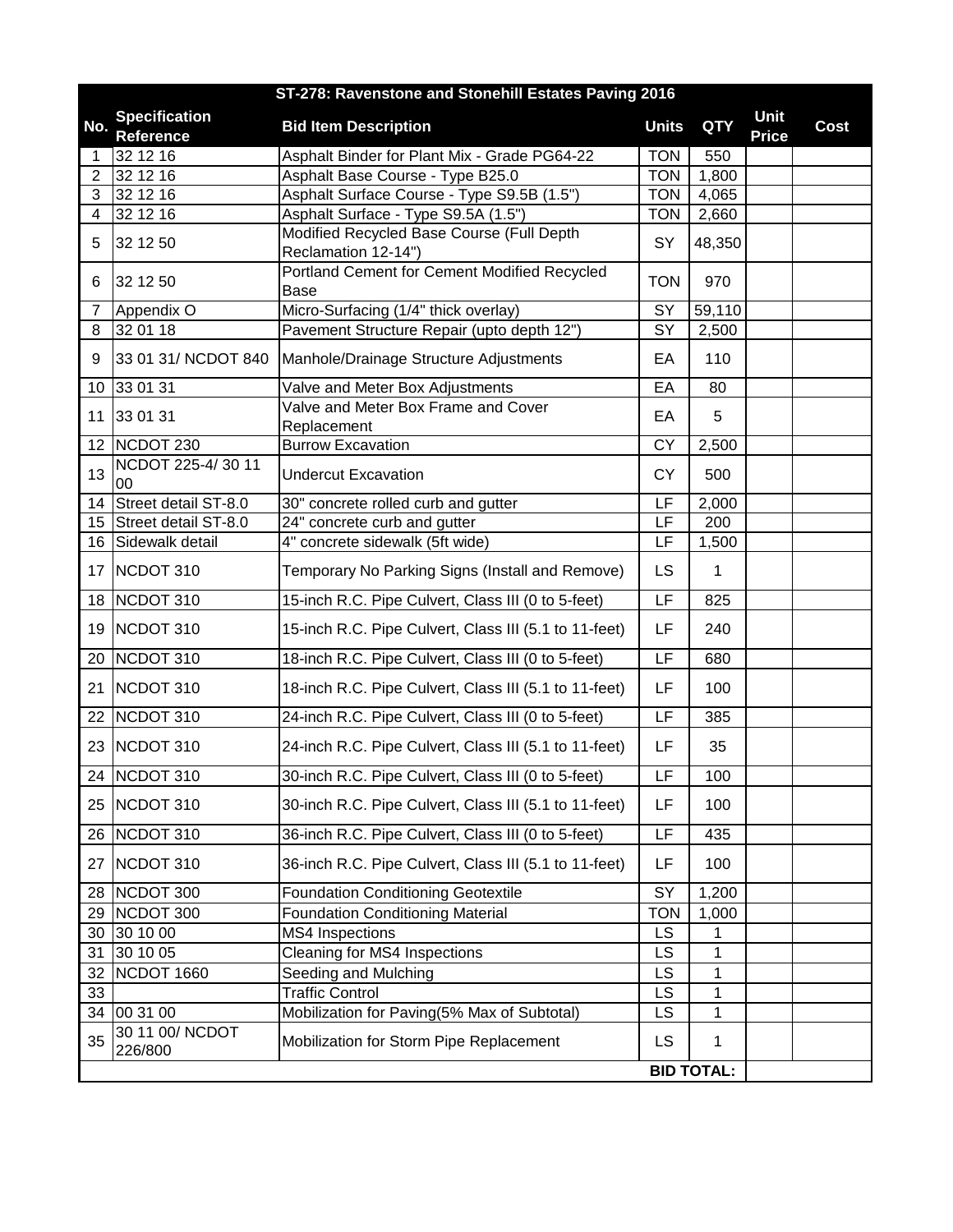| ST-278: Ravenstone and Stonehill Estates Paving 2016 | | | | | | |
|---|---|---|---|---|---|---|
| **No.** | **Specification Reference** | **Bid Item Description** | **Units** | **QTY** | **Unit Price** | **Cost** |
| 1 | 32 12 16 | Asphalt Binder for Plant Mix - Grade PG64-22 | TON | 550 | | |
| 2 | 32 12 16 | Asphalt Base Course - Type B25.0 | TON | 1,800 | | |
| 3 | 32 12 16 | Asphalt Surface Course - Type S9.5B (1.5") | TON | 4,065 | | |
| 4 | 32 12 16 | Asphalt Surface - Type S9.5A (1.5") | TON | 2,660 | | |
| 5 | 32 12 50 | Modified Recycled Base Course (Full Depth Reclamation 12-14") | SY | 48,350 | | |
| 6 | 32 12 50 | Portland Cement for Cement Modified Recycled Base | TON | 970 | | |
| 7 | Appendix O | Micro-Surfacing (1/4" thick overlay) | SY | 59,110 | | |
| 8 | 32 01 18 | Pavement Structure Repair (upto depth 12") | SY | 2,500 | | |
| 9 | 33 01 31/ NCDOT 840 | Manhole/Drainage Structure Adjustments | EA | 110 | | |
| 10 | 33 01 31 | Valve and Meter Box Adjustments | EA | 80 | | |
| 11 | 33 01 31 | Valve and Meter Box Frame and Cover Replacement | EA | 5 | | |
| 12 | NCDOT 230 | Burrow Excavation | CY | 2,500 | | |
| 13 | NCDOT 225-4/ 30 11 00 | Undercut Excavation | CY | 500 | | |
| 14 | Street detail ST-8.0 | 30" concrete rolled curb and gutter | LF | 2,000 | | |
| 15 | Street detail ST-8.0 | 24" concrete curb and gutter | LF | 200 | | |
| 16 | Sidewalk detail | 4" concrete sidewalk (5ft wide) | LF | 1,500 | | |
| 17 | NCDOT 310 | Temporary No Parking Signs (Install and Remove) | LS | 1 | | |
| 18 | NCDOT 310 | 15-inch R.C. Pipe Culvert, Class III (0 to 5-feet) | LF | 825 | | |
| 19 | NCDOT 310 | 15-inch R.C. Pipe Culvert, Class III (5.1 to 11-feet) | LF | 240 | | |
| 20 | NCDOT 310 | 18-inch R.C. Pipe Culvert, Class III (0 to 5-feet) | LF | 680 | | |
| 21 | NCDOT 310 | 18-inch R.C. Pipe Culvert, Class III (5.1 to 11-feet) | LF | 100 | | |
| 22 | NCDOT 310 | 24-inch R.C. Pipe Culvert, Class III (0 to 5-feet) | LF | 385 | | |
| 23 | NCDOT 310 | 24-inch R.C. Pipe Culvert, Class III (5.1 to 11-feet) | LF | 35 | | |
| 24 | NCDOT 310 | 30-inch R.C. Pipe Culvert, Class III (0 to 5-feet) | LF | 100 | | |
| 25 | NCDOT 310 | 30-inch R.C. Pipe Culvert, Class III (5.1 to 11-feet) | LF | 100 | | |
| 26 | NCDOT 310 | 36-inch R.C. Pipe Culvert, Class III (0 to 5-feet) | LF | 435 | | |
| 27 | NCDOT 310 | 36-inch R.C. Pipe Culvert, Class III (5.1 to 11-feet) | LF | 100 | | |
| 28 | NCDOT 300 | Foundation Conditioning Geotextile | SY | 1,200 | | |
| 29 | NCDOT 300 | Foundation Conditioning Material | TON | 1,000 | | |
| 30 | 30 10 00 | MS4 Inspections | LS | 1 | | |
| 31 | 30 10 05 | Cleaning for MS4 Inspections | LS | 1 | | |
| 32 | NCDOT 1660 | Seeding and Mulching | LS | 1 | | |
| 33 | | Traffic Control | LS | 1 | | |
| 34 | 00 31 00 | Mobilization for Paving(5% Max of Subtotal) | LS | 1 | | |
| 35 | 30 11 00/ NCDOT 226/800 | Mobilization for Storm Pipe Replacement | LS | 1 | | |
| | | | **BID TOTAL:** | | | |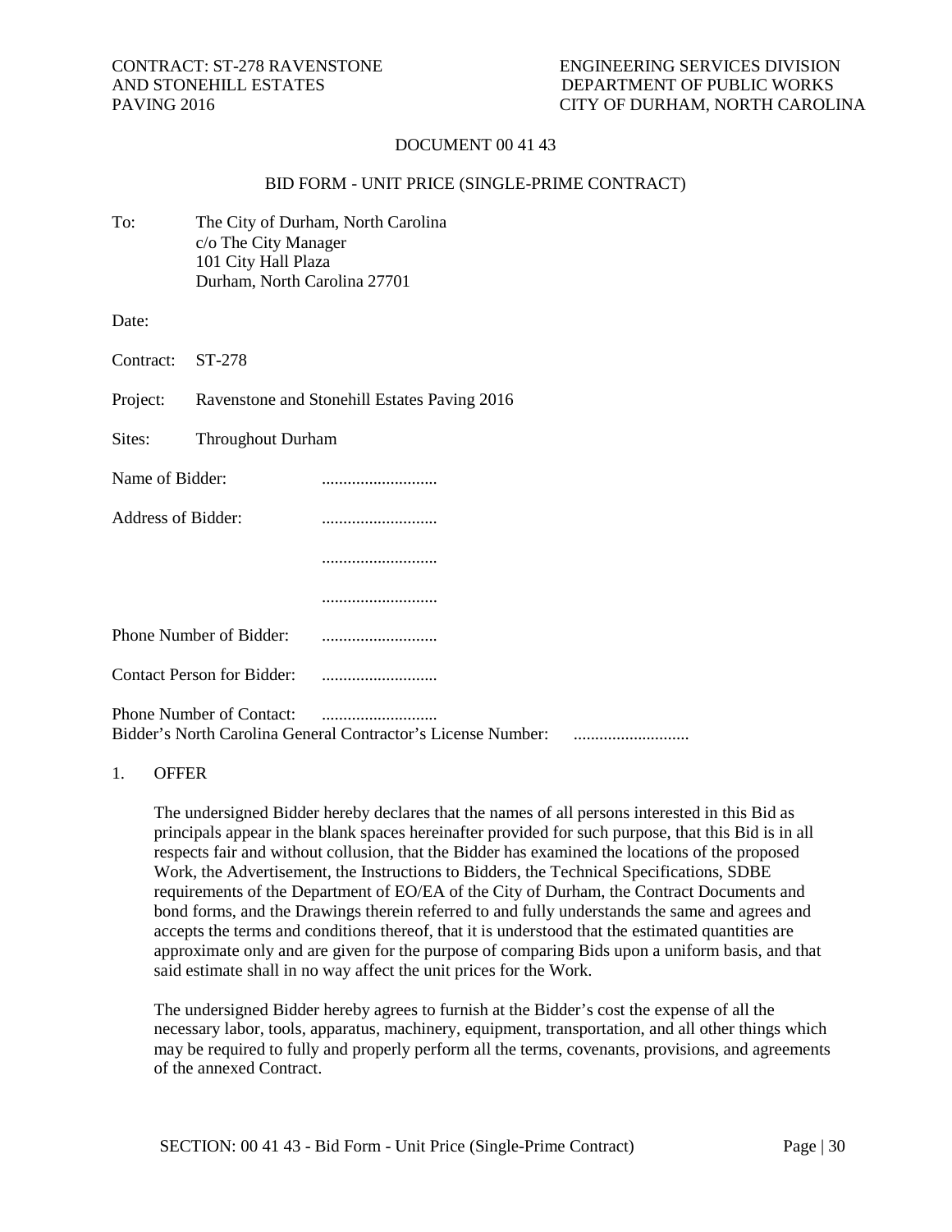# DOCUMENT 00 41 43

## BID FORM - UNIT PRICE (SINGLE-PRIME CONTRACT)

To: The City of Durham, North Carolina
c/o The City Manager
101 City Hall Plaza
Durham, North Carolina 27701

Date:

Contract: ST-278

Project: Ravenstone and Stonehill Estates Paving 2016

Sites: Throughout Durham

Name of Bidder: ...........................

Address of Bidder: ...........................

...........................

...........................

Phone Number of Bidder: ...........................

Contact Person for Bidder: ...........................

Phone Number of Contact: ...........................

Bidder's North Carolina General Contractor's License Number: ...........................

1. OFFER

The undersigned Bidder hereby declares that the names of all persons interested in this Bid as principals appear in the blank spaces hereinafter provided for such purpose, that this Bid is in all respects fair and without collusion, that the Bidder has examined the locations of the proposed Work, the Advertisement, the Instructions to Bidders, the Technical Specifications, SDBE requirements of the Department of EO/EA of the City of Durham, the Contract Documents and bond forms, and the Drawings therein referred to and fully understands the same and agrees and accepts the terms and conditions thereof, that it is understood that the estimated quantities are approximate only and are given for the purpose of comparing Bids upon a uniform basis, and that said estimate shall in no way affect the unit prices for the Work.

The undersigned Bidder hereby agrees to furnish at the Bidder's cost the expense of all the necessary labor, tools, apparatus, machinery, equipment, transportation, and all other things which may be required to fully and properly perform all the terms, covenants, provisions, and agreements of the annexed Contract.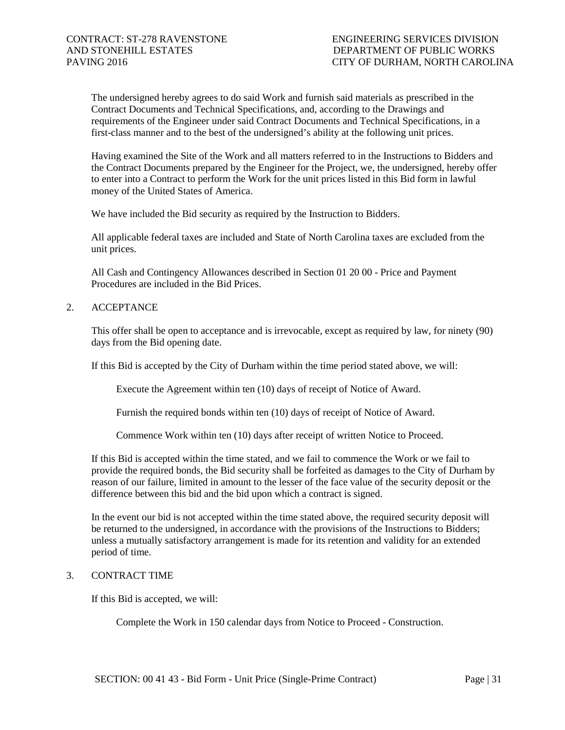The undersigned hereby agrees to do said Work and furnish said materials as prescribed in the Contract Documents and Technical Specifications, and, according to the Drawings and requirements of the Engineer under said Contract Documents and Technical Specifications, in a first-class manner and to the best of the undersigned's ability at the following unit prices.

Having examined the Site of the Work and all matters referred to in the Instructions to Bidders and the Contract Documents prepared by the Engineer for the Project, we, the undersigned, hereby offer to enter into a Contract to perform the Work for the unit prices listed in this Bid form in lawful money of the United States of America.

We have included the Bid security as required by the Instruction to Bidders.

All applicable federal taxes are included and State of North Carolina taxes are excluded from the unit prices.

All Cash and Contingency Allowances described in Section 01 20 00 - Price and Payment Procedures are included in the Bid Prices.

## 2. ACCEPTANCE

This offer shall be open to acceptance and is irrevocable, except as required by law, for ninety (90) days from the Bid opening date.

If this Bid is accepted by the City of Durham within the time period stated above, we will:

Execute the Agreement within ten (10) days of receipt of Notice of Award.

Furnish the required bonds within ten (10) days of receipt of Notice of Award.

Commence Work within ten (10) days after receipt of written Notice to Proceed.

If this Bid is accepted within the time stated, and we fail to commence the Work or we fail to provide the required bonds, the Bid security shall be forfeited as damages to the City of Durham by reason of our failure, limited in amount to the lesser of the face value of the security deposit or the difference between this bid and the bid upon which a contract is signed.

In the event our bid is not accepted within the time stated above, the required security deposit will be returned to the undersigned, in accordance with the provisions of the Instructions to Bidders; unless a mutually satisfactory arrangement is made for its retention and validity for an extended period of time.

## 3. CONTRACT TIME

If this Bid is accepted, we will:

Complete the Work in 150 calendar days from Notice to Proceed - Construction.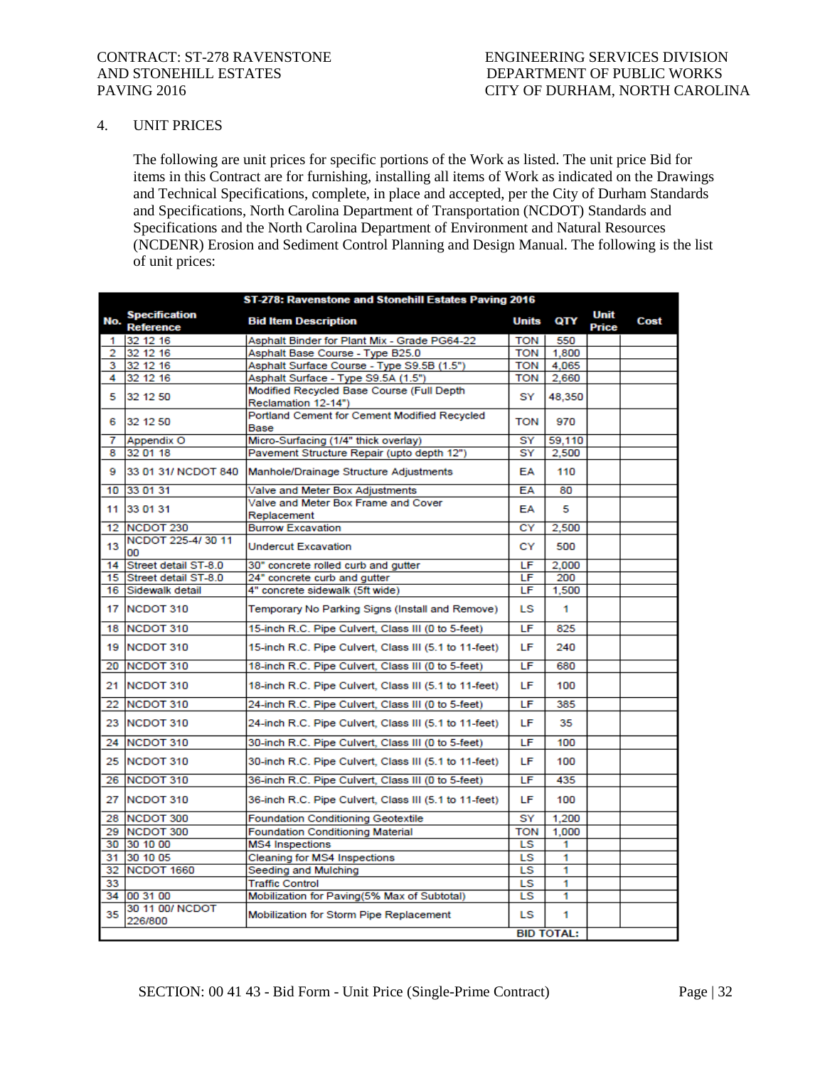## 4. UNIT PRICES

The following are unit prices for specific portions of the Work as listed. The unit price Bid for items in this Contract are for furnishing, installing all items of Work as indicated on the Drawings and Technical Specifications, complete, in place and accepted, per the City of Durham Standards and Specifications, North Carolina Department of Transportation (NCDOT) Standards and Specifications and the North Carolina Department of Environment and Natural Resources (NCDENR) Erosion and Sediment Control Planning and Design Manual. The following is the list of unit prices:

| ST-278: Ravenstone and Stonehill Estates Paving 2016 | | | | | | |
|---|---|---|---|---|---|---|
| **No.** | **Specification Reference** | **Bid Item Description** | **Units** | **QTY** | **Unit Price** | **Cost** |
| 1 | 32 12 16 | Asphalt Binder for Plant Mix - Grade PG64-22 | TON | 550 | | |
| 2 | 32 12 16 | Asphalt Base Course - Type B25.0 | TON | 1,800 | | |
| 3 | 32 12 16 | Asphalt Surface Course - Type S9.5B (1.5") | TON | 4,065 | | |
| 4 | 32 12 16 | Asphalt Surface - Type S9.5A (1.5") | TON | 2,660 | | |
| 5 | 32 12 50 | Modified Recycled Base Course (Full Depth Reclamation 12-14") | SY | 48,350 | | |
| 6 | 32 12 50 | Portland Cement for Cement Modified Recycled Base | TON | 970 | | |
| 7 | Appendix O | Micro-Surfacing (1/4" thick overlay) | SY | 59,110 | | |
| 8 | 32 01 18 | Pavement Structure Repair (upto depth 12") | SY | 2,500 | | |
| 9 | 33 01 31/ NCDOT 840 | Manhole/Drainage Structure Adjustments | EA | 110 | | |
| 10 | 33 01 31 | Valve and Meter Box Adjustments | EA | 80 | | |
| 11 | 33 01 31 | Valve and Meter Box Frame and Cover Replacement | EA | 5 | | |
| 12 | NCDOT 230 | Burrow Excavation | CY | 2,500 | | |
| 13 | NCDOT 225-4/ 30 11 00 | Undercut Excavation | CY | 500 | | |
| 14 | Street detail ST-8.0 | 30" concrete rolled curb and gutter | LF | 2,000 | | |
| 15 | Street detail ST-8.0 | 24" concrete curb and gutter | LF | 200 | | |
| 16 | Sidewalk detail | 4" concrete sidewalk (5ft wide) | LF | 1,500 | | |
| 17 | NCDOT 310 | Temporary No Parking Signs (Install and Remove) | LS | 1 | | |
| 18 | NCDOT 310 | 15-inch R.C. Pipe Culvert, Class III (0 to 5-feet) | LF | 825 | | |
| 19 | NCDOT 310 | 15-inch R.C. Pipe Culvert, Class III (5.1 to 11-feet) | LF | 240 | | |
| 20 | NCDOT 310 | 18-inch R.C. Pipe Culvert, Class III (0 to 5-feet) | LF | 680 | | |
| 21 | NCDOT 310 | 18-inch R.C. Pipe Culvert, Class III (5.1 to 11-feet) | LF | 100 | | |
| 22 | NCDOT 310 | 24-inch R.C. Pipe Culvert, Class III (0 to 5-feet) | LF | 385 | | |
| 23 | NCDOT 310 | 24-inch R.C. Pipe Culvert, Class III (5.1 to 11-feet) | LF | 35 | | |
| 24 | NCDOT 310 | 30-inch R.C. Pipe Culvert, Class III (0 to 5-feet) | LF | 100 | | |
| 25 | NCDOT 310 | 30-inch R.C. Pipe Culvert, Class III (5.1 to 11-feet) | LF | 100 | | |
| 26 | NCDOT 310 | 36-inch R.C. Pipe Culvert, Class III (0 to 5-feet) | LF | 435 | | |
| 27 | NCDOT 310 | 36-inch R.C. Pipe Culvert, Class III (5.1 to 11-feet) | LF | 100 | | |
| 28 | NCDOT 300 | Foundation Conditioning Geotextile | SY | 1,200 | | |
| 29 | NCDOT 300 | Foundation Conditioning Material | TON | 1,000 | | |
| 30 | 30 10 00 | MS4 Inspections | LS | 1 | | |
| 31 | 30 10 05 | Cleaning for MS4 Inspections | LS | 1 | | |
| 32 | NCDOT 1660 | Seeding and Mulching | LS | 1 | | |
| 33 | | Traffic Control | LS | 1 | | |
| 34 | 00 31 00 | Mobilization for Paving(5% Max of Subtotal) | LS | 1 | | |
| 35 | 30 11 00/ NCDOT 226/800 | Mobilization for Storm Pipe Replacement | LS | 1 | | |
| | | | **BID TOTAL:** | | | |

SECTION: 00 41 43 - Bid Form - Unit Price (Single-Prime Contract)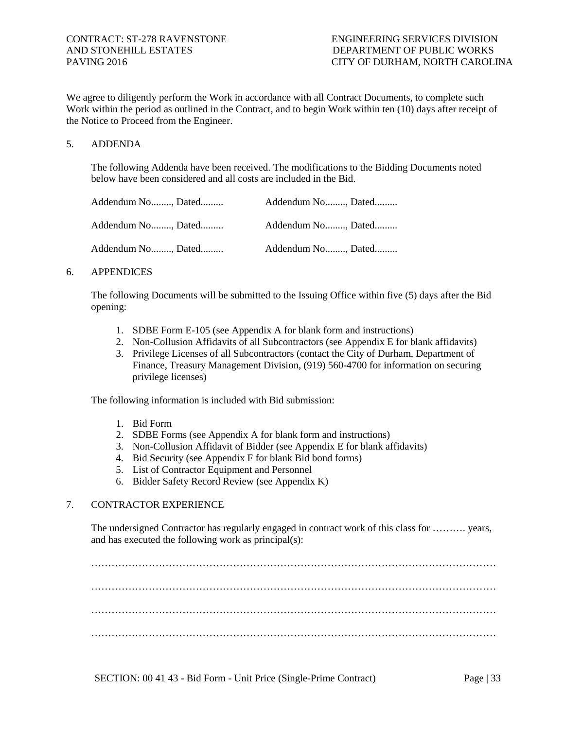We agree to diligently perform the Work in accordance with all Contract Documents, to complete such Work within the period as outlined in the Contract, and to begin Work within ten (10) days after receipt of the Notice to Proceed from the Engineer.

## 5. ADDENDA

The following Addenda have been received. The modifications to the Bidding Documents noted below have been considered and all costs are included in the Bid.

| | |
|---|---|
| Addendum No........, Dated......... | Addendum No........, Dated......... |
| Addendum No........, Dated......... | Addendum No........, Dated......... |
| Addendum No........, Dated......... | Addendum No........, Dated......... |

## 6. APPENDICES

The following Documents will be submitted to the Issuing Office within five (5) days after the Bid opening:

1. SDBE Form E-105 (see Appendix A for blank form and instructions)
2. Non-Collusion Affidavits of all Subcontractors (see Appendix E for blank affidavits)
3. Privilege Licenses of all Subcontractors (contact the City of Durham, Department of Finance, Treasury Management Division, (919) 560-4700 for information on securing privilege licenses)

The following information is included with Bid submission:

1. Bid Form
2. SDBE Forms (see Appendix A for blank form and instructions)
3. Non-Collusion Affidavit of Bidder (see Appendix E for blank affidavits)
4. Bid Security (see Appendix F for blank Bid bond forms)
5. List of Contractor Equipment and Personnel
6. Bidder Safety Record Review (see Appendix K)

## 7. CONTRACTOR EXPERIENCE

The undersigned Contractor has regularly engaged in contract work of this class for ………. years, and has executed the following work as principal(s):

…………………………………………………………………………………………………………

…………………………………………………………………………………………………………

…………………………………………………………………………………………………………

…………………………………………………………………………………………………………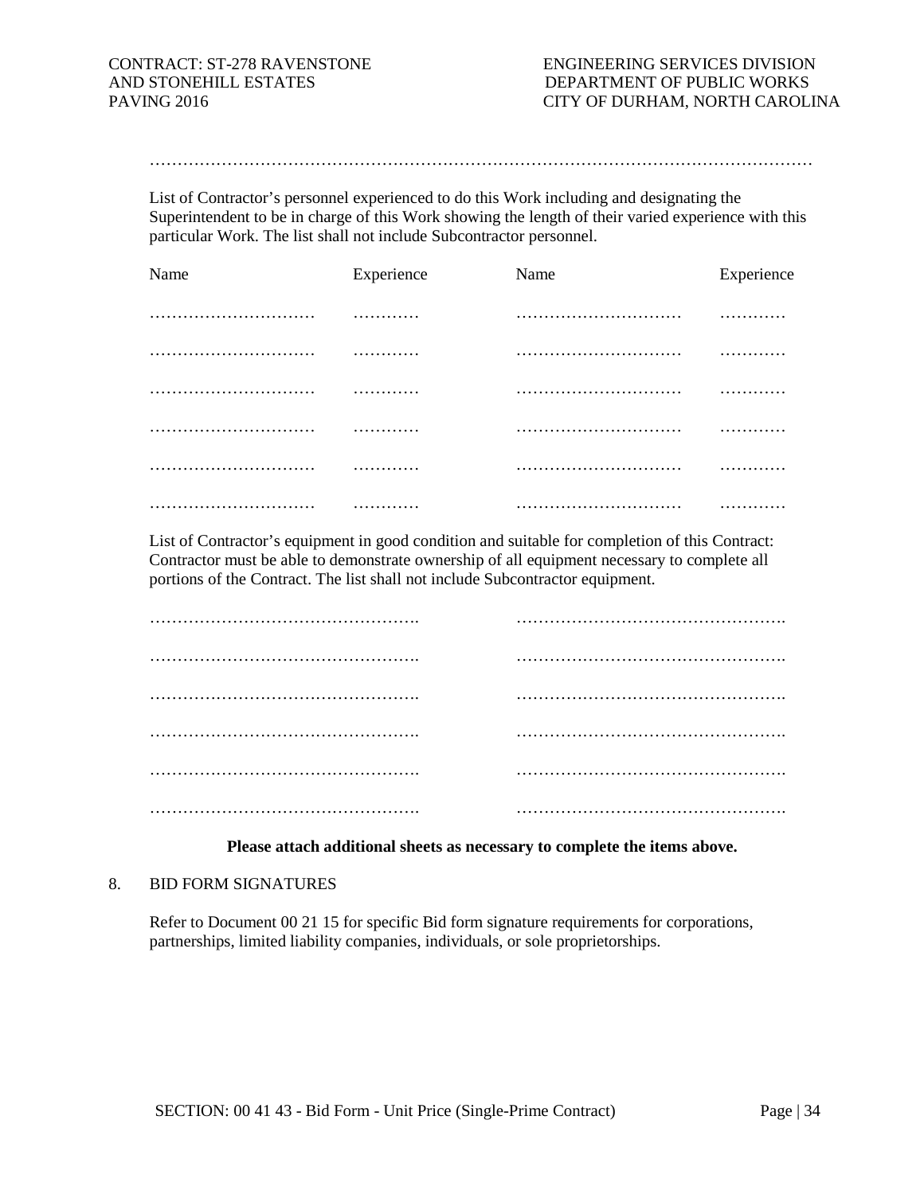……………………………………………………………………………………………………………

List of Contractor's personnel experienced to do this Work including and designating the Superintendent to be in charge of this Work showing the length of their varied experience with this particular Work. The list shall not include Subcontractor personnel.

| Name | Experience | Name | Experience |
|---|---|---|---|
| ………………………… | ………… | ………………………… | ………… |
| ………………………… | ………… | ………………………… | ………… |
| ………………………… | ………… | ………………………… | ………… |
| ………………………… | ………… | ………………………… | ………… |
| ………………………… | ………… | ………………………… | ………… |
| ………………………… | ………… | ………………………… | ………… |

List of Contractor's equipment in good condition and suitable for completion of this Contract: Contractor must be able to demonstrate ownership of all equipment necessary to complete all portions of the Contract. The list shall not include Subcontractor equipment.

………………………………………….    ………………………………………….

………………………………………….    ………………………………………….

………………………………………….    ………………………………………….

………………………………………….    ………………………………………….

………………………………………….    ………………………………………….

………………………………………….    ………………………………………….

**Please attach additional sheets as necessary to complete the items above.**

8. BID FORM SIGNATURES

Refer to Document 00 21 15 for specific Bid form signature requirements for corporations, partnerships, limited liability companies, individuals, or sole proprietorships.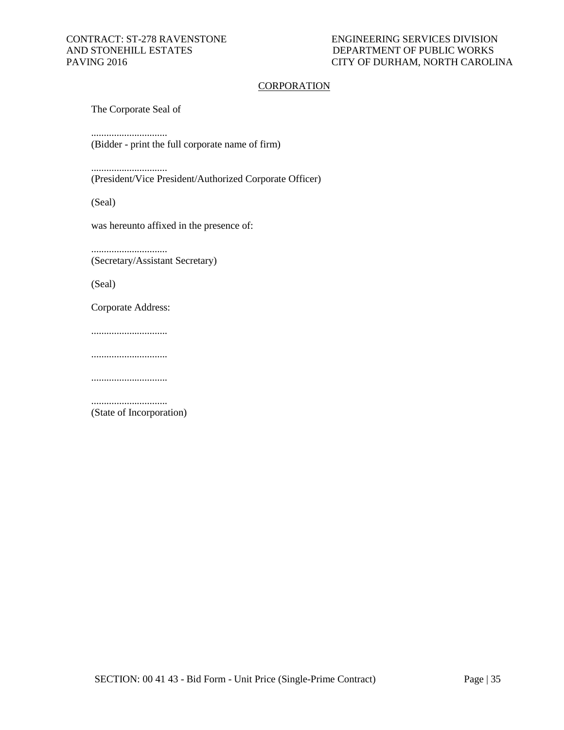## CORPORATION

The Corporate Seal of

..............................
(Bidder - print the full corporate name of firm)

..............................
(President/Vice President/Authorized Corporate Officer)

(Seal)

was hereunto affixed in the presence of:

..............................
(Secretary/Assistant Secretary)

(Seal)

Corporate Address:

..............................

..............................

..............................

..............................
(State of Incorporation)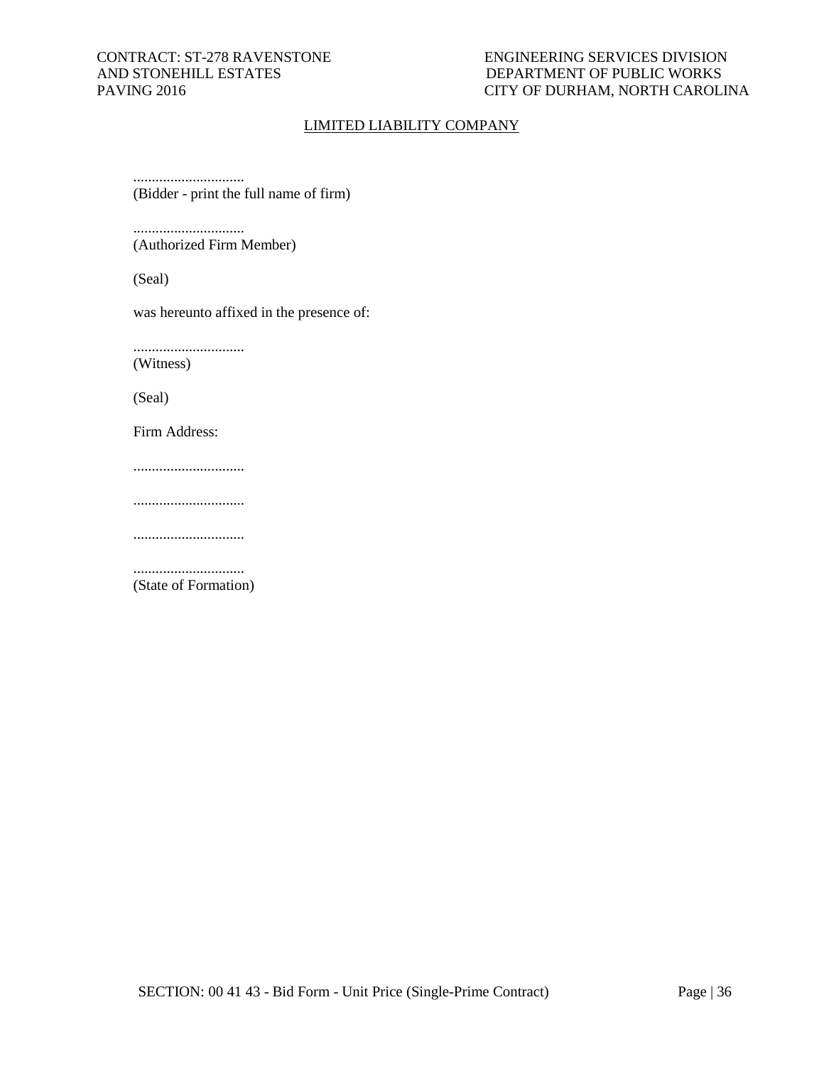## LIMITED LIABILITY COMPANY

..............................
(Bidder - print the full name of firm)

..............................
(Authorized Firm Member)

(Seal)

was hereunto affixed in the presence of:

..............................
(Witness)

(Seal)

Firm Address:

..............................

..............................

..............................

..............................
(State of Formation)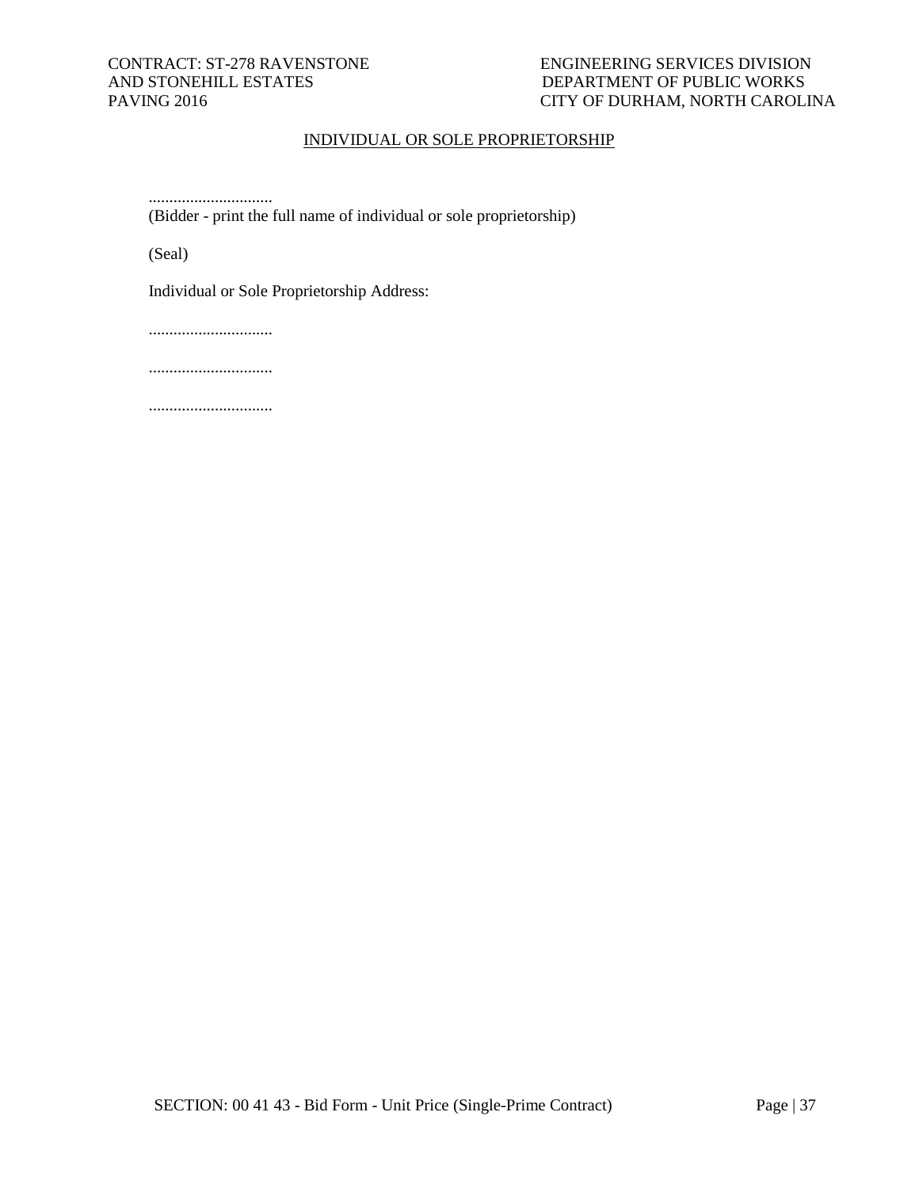## INDIVIDUAL OR SOLE PROPRIETORSHIP

..............................
(Bidder - print the full name of individual or sole proprietorship)

(Seal)

Individual or Sole Proprietorship Address:

..............................

..............................

..............................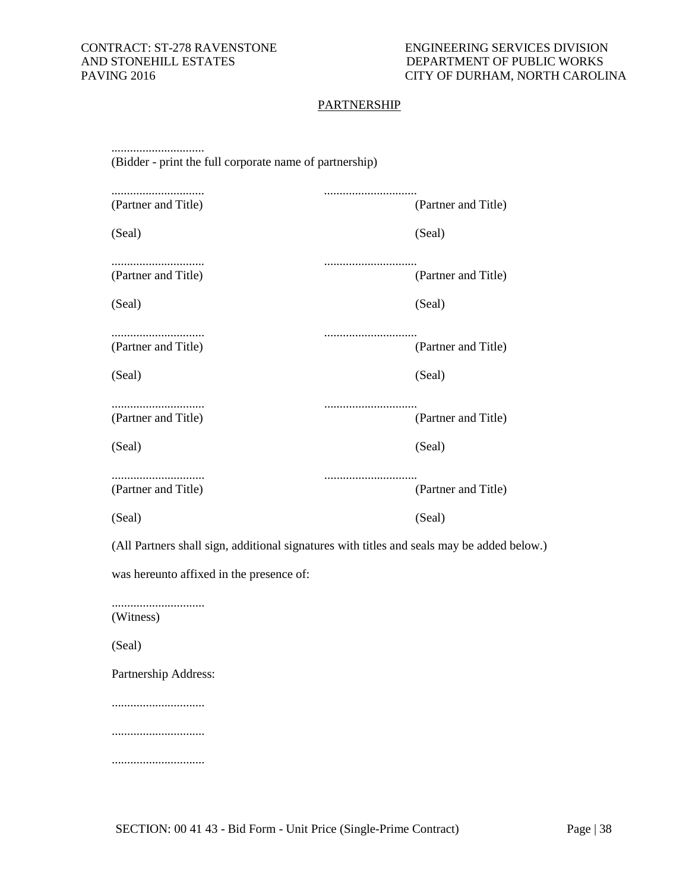# PARTNERSHIP

..............................
(Bidder - print the full corporate name of partnership)

| | |
|---|---|
| .............................. | .............................. |
| (Partner and Title) | (Partner and Title) |
| (Seal) | (Seal) |
| .............................. | .............................. |
| (Partner and Title) | (Partner and Title) |
| (Seal) | (Seal) |
| .............................. | .............................. |
| (Partner and Title) | (Partner and Title) |
| (Seal) | (Seal) |
| .............................. | .............................. |
| (Partner and Title) | (Partner and Title) |
| (Seal) | (Seal) |
| .............................. | .............................. |
| (Partner and Title) | (Partner and Title) |
| (Seal) | (Seal) |

(All Partners shall sign, additional signatures with titles and seals may be added below.)

was hereunto affixed in the presence of:

..............................
(Witness)

(Seal)

Partnership Address:

..............................

..............................

..............................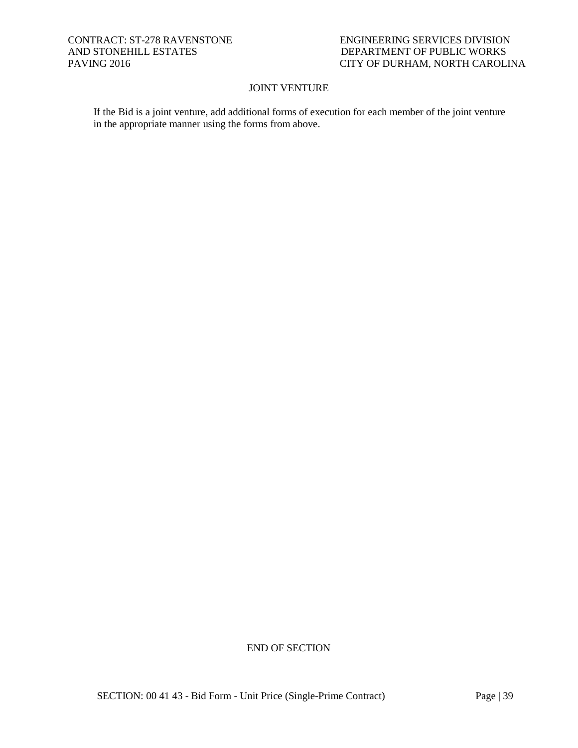## JOINT VENTURE

If the Bid is a joint venture, add additional forms of execution for each member of the joint venture in the appropriate manner using the forms from above.

END OF SECTION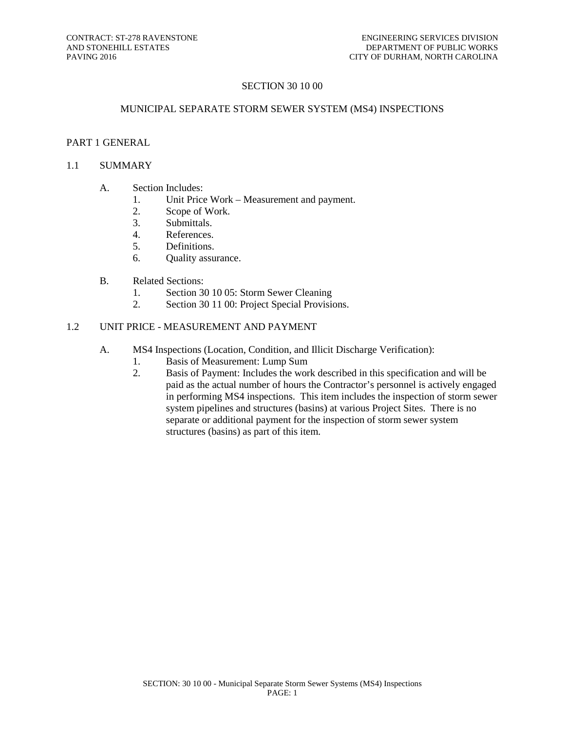# SECTION 30 10 00

## MUNICIPAL SEPARATE STORM SEWER SYSTEM (MS4) INSPECTIONS

## PART 1 GENERAL

### 1.1 SUMMARY

A. Section Includes:
   1. Unit Price Work – Measurement and payment.
   2. Scope of Work.
   3. Submittals.
   4. References.
   5. Definitions.
   6. Quality assurance.

B. Related Sections:
   1. Section 30 10 05: Storm Sewer Cleaning
   2. Section 30 11 00: Project Special Provisions.

### 1.2 UNIT PRICE - MEASUREMENT AND PAYMENT

A. MS4 Inspections (Location, Condition, and Illicit Discharge Verification):
   1. Basis of Measurement: Lump Sum
   2. Basis of Payment: Includes the work described in this specification and will be paid as the actual number of hours the Contractor's personnel is actively engaged in performing MS4 inspections. This item includes the inspection of storm sewer system pipelines and structures (basins) at various Project Sites. There is no separate or additional payment for the inspection of storm sewer system structures (basins) as part of this item.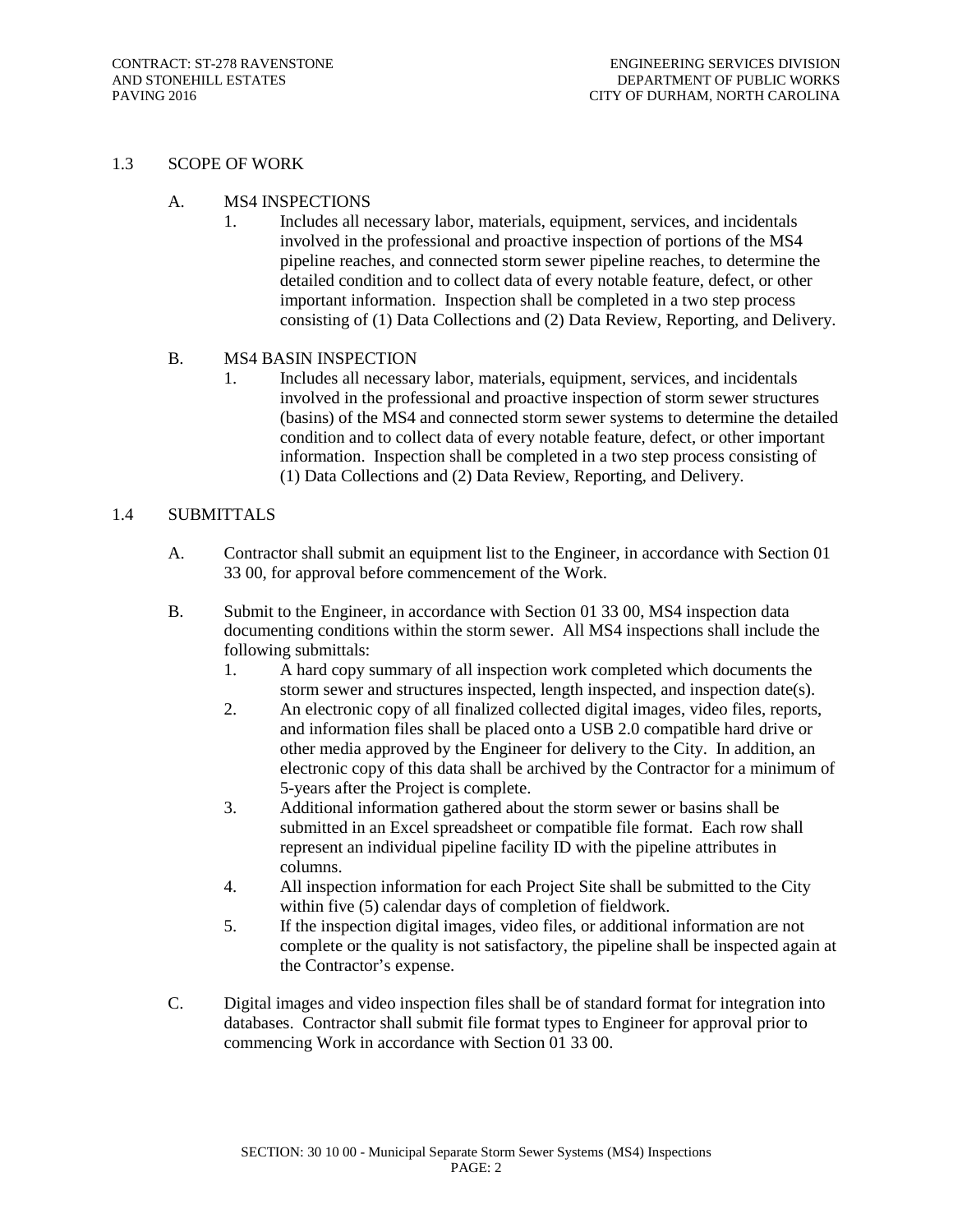## 1.3 SCOPE OF WORK

A. MS4 INSPECTIONS

1. Includes all necessary labor, materials, equipment, services, and incidentals involved in the professional and proactive inspection of portions of the MS4 pipeline reaches, and connected storm sewer pipeline reaches, to determine the detailed condition and to collect data of every notable feature, defect, or other important information. Inspection shall be completed in a two step process consisting of (1) Data Collections and (2) Data Review, Reporting, and Delivery.

B. MS4 BASIN INSPECTION

1. Includes all necessary labor, materials, equipment, services, and incidentals involved in the professional and proactive inspection of storm sewer structures (basins) of the MS4 and connected storm sewer systems to determine the detailed condition and to collect data of every notable feature, defect, or other important information. Inspection shall be completed in a two step process consisting of (1) Data Collections and (2) Data Review, Reporting, and Delivery.

## 1.4 SUBMITTALS

A. Contractor shall submit an equipment list to the Engineer, in accordance with Section 01 33 00, for approval before commencement of the Work.

B. Submit to the Engineer, in accordance with Section 01 33 00, MS4 inspection data documenting conditions within the storm sewer. All MS4 inspections shall include the following submittals:

1. A hard copy summary of all inspection work completed which documents the storm sewer and structures inspected, length inspected, and inspection date(s).
2. An electronic copy of all finalized collected digital images, video files, reports, and information files shall be placed onto a USB 2.0 compatible hard drive or other media approved by the Engineer for delivery to the City. In addition, an electronic copy of this data shall be archived by the Contractor for a minimum of 5-years after the Project is complete.
3. Additional information gathered about the storm sewer or basins shall be submitted in an Excel spreadsheet or compatible file format. Each row shall represent an individual pipeline facility ID with the pipeline attributes in columns.
4. All inspection information for each Project Site shall be submitted to the City within five (5) calendar days of completion of fieldwork.
5. If the inspection digital images, video files, or additional information are not complete or the quality is not satisfactory, the pipeline shall be inspected again at the Contractor's expense.

C. Digital images and video inspection files shall be of standard format for integration into databases. Contractor shall submit file format types to Engineer for approval prior to commencing Work in accordance with Section 01 33 00.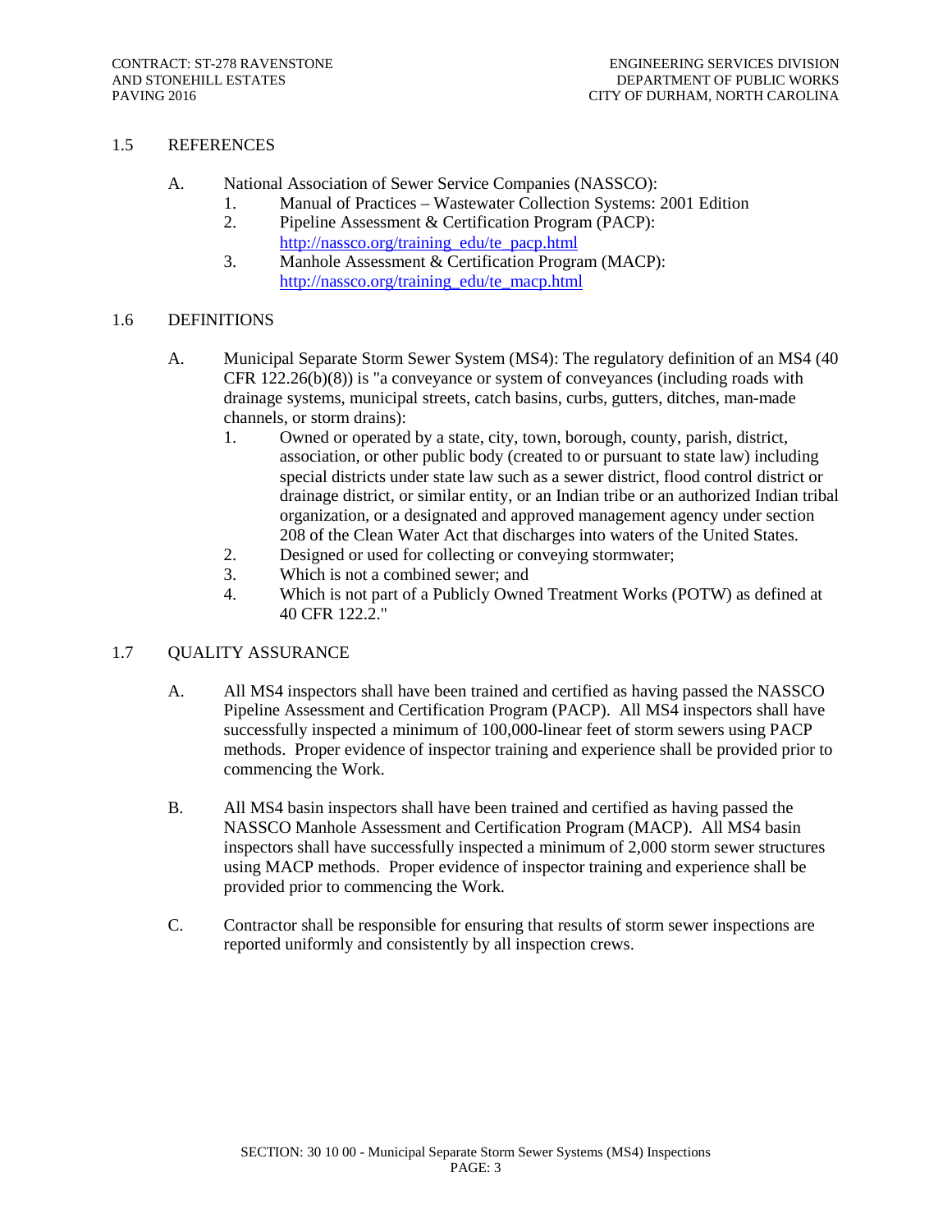## 1.5 REFERENCES

A. National Association of Sewer Service Companies (NASSCO):
   1. Manual of Practices – Wastewater Collection Systems: 2001 Edition
   2. Pipeline Assessment & Certification Program (PACP): http://nassco.org/training_edu/te_pacp.html
   3. Manhole Assessment & Certification Program (MACP): http://nassco.org/training_edu/te_macp.html

## 1.6 DEFINITIONS

A. Municipal Separate Storm Sewer System (MS4): The regulatory definition of an MS4 (40 CFR 122.26(b)(8)) is "a conveyance or system of conveyances (including roads with drainage systems, municipal streets, catch basins, curbs, gutters, ditches, man-made channels, or storm drains):
   1. Owned or operated by a state, city, town, borough, county, parish, district, association, or other public body (created to or pursuant to state law) including special districts under state law such as a sewer district, flood control district or drainage district, or similar entity, or an Indian tribe or an authorized Indian tribal organization, or a designated and approved management agency under section 208 of the Clean Water Act that discharges into waters of the United States.
   2. Designed or used for collecting or conveying stormwater;
   3. Which is not a combined sewer; and
   4. Which is not part of a Publicly Owned Treatment Works (POTW) as defined at 40 CFR 122.2."

## 1.7 QUALITY ASSURANCE

A. All MS4 inspectors shall have been trained and certified as having passed the NASSCO Pipeline Assessment and Certification Program (PACP). All MS4 inspectors shall have successfully inspected a minimum of 100,000-linear feet of storm sewers using PACP methods. Proper evidence of inspector training and experience shall be provided prior to commencing the Work.

B. All MS4 basin inspectors shall have been trained and certified as having passed the NASSCO Manhole Assessment and Certification Program (MACP). All MS4 basin inspectors shall have successfully inspected a minimum of 2,000 storm sewer structures using MACP methods. Proper evidence of inspector training and experience shall be provided prior to commencing the Work.

C. Contractor shall be responsible for ensuring that results of storm sewer inspections are reported uniformly and consistently by all inspection crews.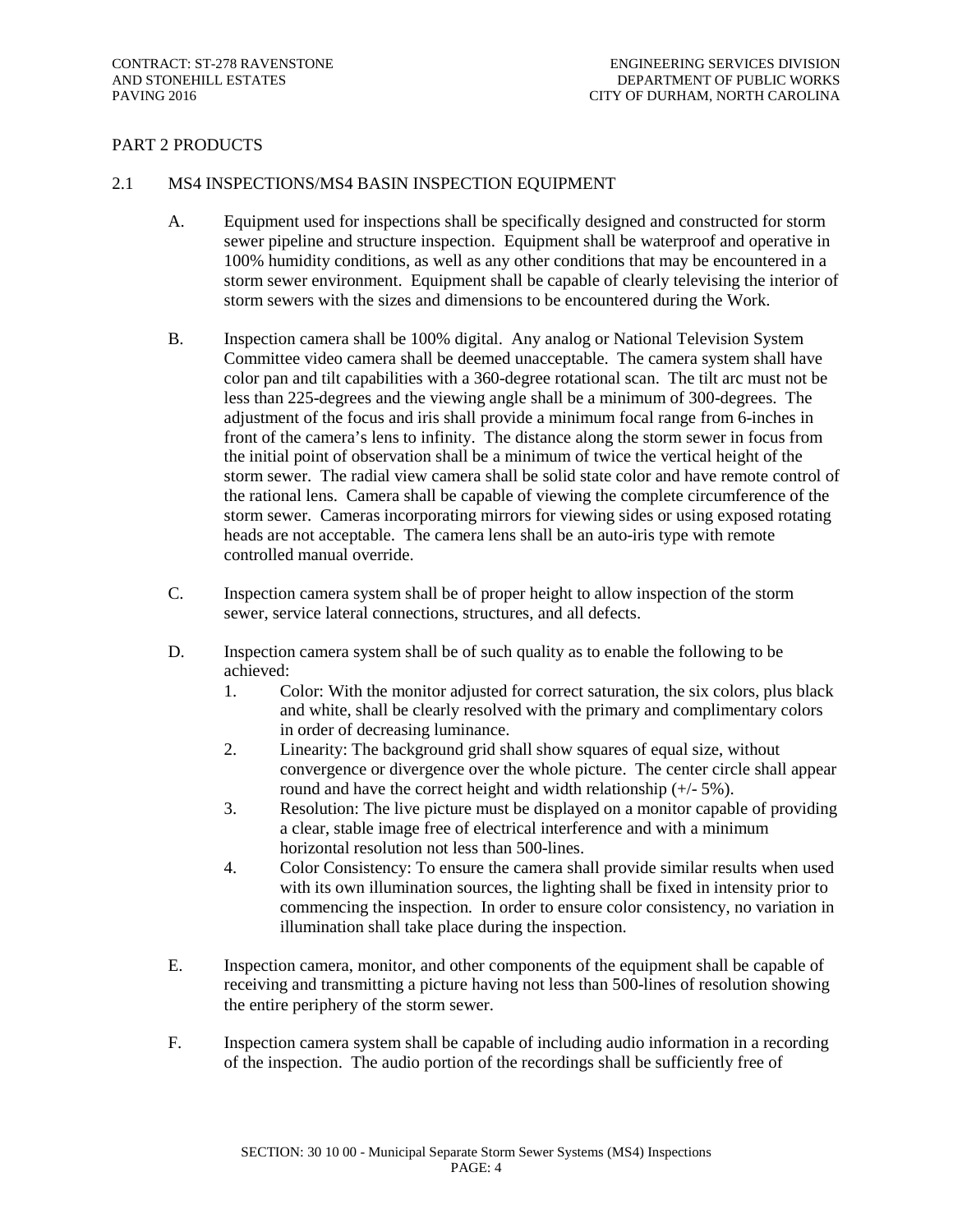PART 2 PRODUCTS

2.1 MS4 INSPECTIONS/MS4 BASIN INSPECTION EQUIPMENT

A. Equipment used for inspections shall be specifically designed and constructed for storm sewer pipeline and structure inspection. Equipment shall be waterproof and operative in 100% humidity conditions, as well as any other conditions that may be encountered in a storm sewer environment. Equipment shall be capable of clearly televising the interior of storm sewers with the sizes and dimensions to be encountered during the Work.

B. Inspection camera shall be 100% digital. Any analog or National Television System Committee video camera shall be deemed unacceptable. The camera system shall have color pan and tilt capabilities with a 360-degree rotational scan. The tilt arc must not be less than 225-degrees and the viewing angle shall be a minimum of 300-degrees. The adjustment of the focus and iris shall provide a minimum focal range from 6-inches in front of the camera's lens to infinity. The distance along the storm sewer in focus from the initial point of observation shall be a minimum of twice the vertical height of the storm sewer. The radial view camera shall be solid state color and have remote control of the rational lens. Camera shall be capable of viewing the complete circumference of the storm sewer. Cameras incorporating mirrors for viewing sides or using exposed rotating heads are not acceptable. The camera lens shall be an auto-iris type with remote controlled manual override.

C. Inspection camera system shall be of proper height to allow inspection of the storm sewer, service lateral connections, structures, and all defects.

D. Inspection camera system shall be of such quality as to enable the following to be achieved:

1. Color: With the monitor adjusted for correct saturation, the six colors, plus black and white, shall be clearly resolved with the primary and complimentary colors in order of decreasing luminance.
2. Linearity: The background grid shall show squares of equal size, without convergence or divergence over the whole picture. The center circle shall appear round and have the correct height and width relationship (+/- 5%).
3. Resolution: The live picture must be displayed on a monitor capable of providing a clear, stable image free of electrical interference and with a minimum horizontal resolution not less than 500-lines.
4. Color Consistency: To ensure the camera shall provide similar results when used with its own illumination sources, the lighting shall be fixed in intensity prior to commencing the inspection. In order to ensure color consistency, no variation in illumination shall take place during the inspection.

E. Inspection camera, monitor, and other components of the equipment shall be capable of receiving and transmitting a picture having not less than 500-lines of resolution showing the entire periphery of the storm sewer.

F. Inspection camera system shall be capable of including audio information in a recording of the inspection. The audio portion of the recordings shall be sufficiently free of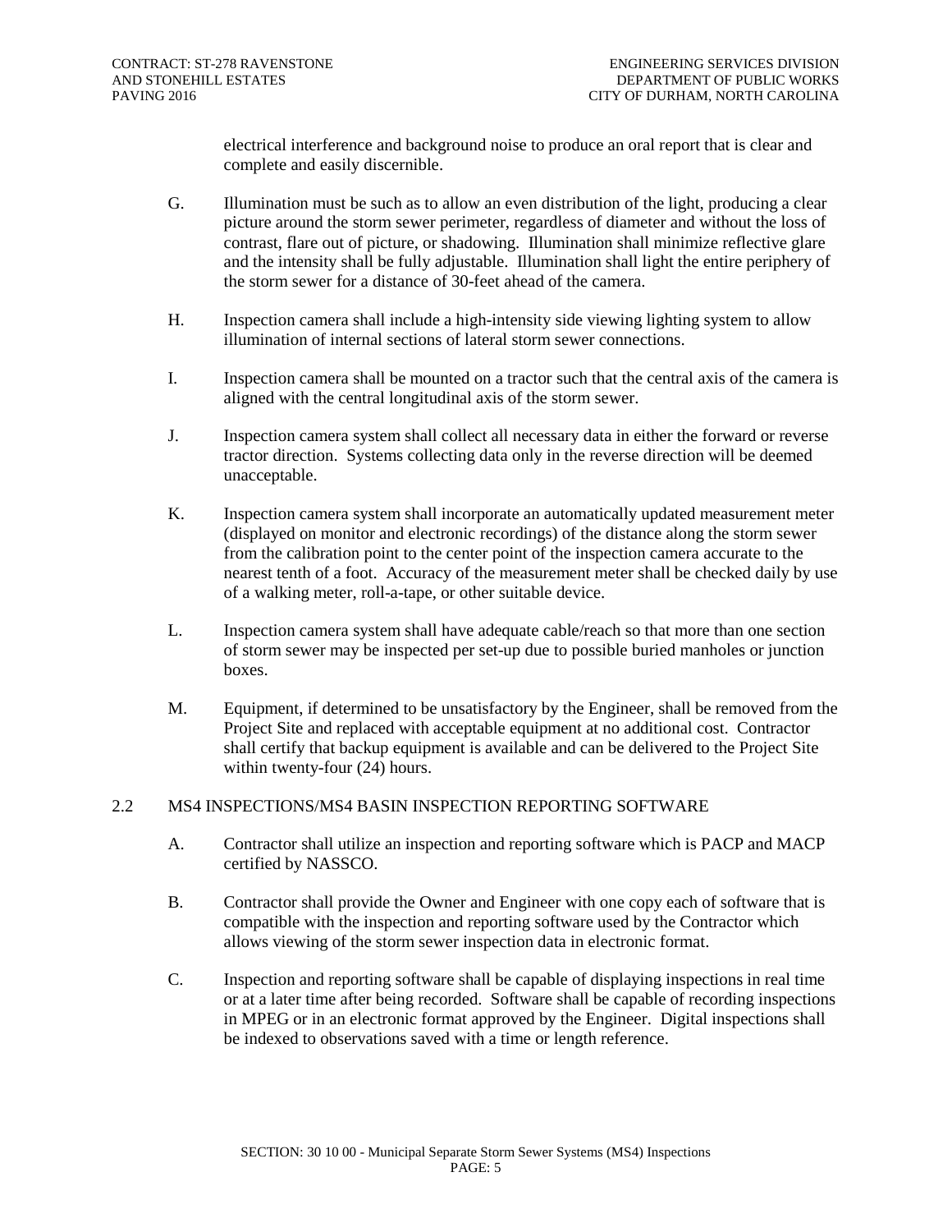electrical interference and background noise to produce an oral report that is clear and complete and easily discernible.

G. Illumination must be such as to allow an even distribution of the light, producing a clear picture around the storm sewer perimeter, regardless of diameter and without the loss of contrast, flare out of picture, or shadowing. Illumination shall minimize reflective glare and the intensity shall be fully adjustable. Illumination shall light the entire periphery of the storm sewer for a distance of 30-feet ahead of the camera.

H. Inspection camera shall include a high-intensity side viewing lighting system to allow illumination of internal sections of lateral storm sewer connections.

I. Inspection camera shall be mounted on a tractor such that the central axis of the camera is aligned with the central longitudinal axis of the storm sewer.

J. Inspection camera system shall collect all necessary data in either the forward or reverse tractor direction. Systems collecting data only in the reverse direction will be deemed unacceptable.

K. Inspection camera system shall incorporate an automatically updated measurement meter (displayed on monitor and electronic recordings) of the distance along the storm sewer from the calibration point to the center point of the inspection camera accurate to the nearest tenth of a foot. Accuracy of the measurement meter shall be checked daily by use of a walking meter, roll-a-tape, or other suitable device.

L. Inspection camera system shall have adequate cable/reach so that more than one section of storm sewer may be inspected per set-up due to possible buried manholes or junction boxes.

M. Equipment, if determined to be unsatisfactory by the Engineer, shall be removed from the Project Site and replaced with acceptable equipment at no additional cost. Contractor shall certify that backup equipment is available and can be delivered to the Project Site within twenty-four (24) hours.

## 2.2 MS4 INSPECTIONS/MS4 BASIN INSPECTION REPORTING SOFTWARE

A. Contractor shall utilize an inspection and reporting software which is PACP and MACP certified by NASSCO.

B. Contractor shall provide the Owner and Engineer with one copy each of software that is compatible with the inspection and reporting software used by the Contractor which allows viewing of the storm sewer inspection data in electronic format.

C. Inspection and reporting software shall be capable of displaying inspections in real time or at a later time after being recorded. Software shall be capable of recording inspections in MPEG or in an electronic format approved by the Engineer. Digital inspections shall be indexed to observations saved with a time or length reference.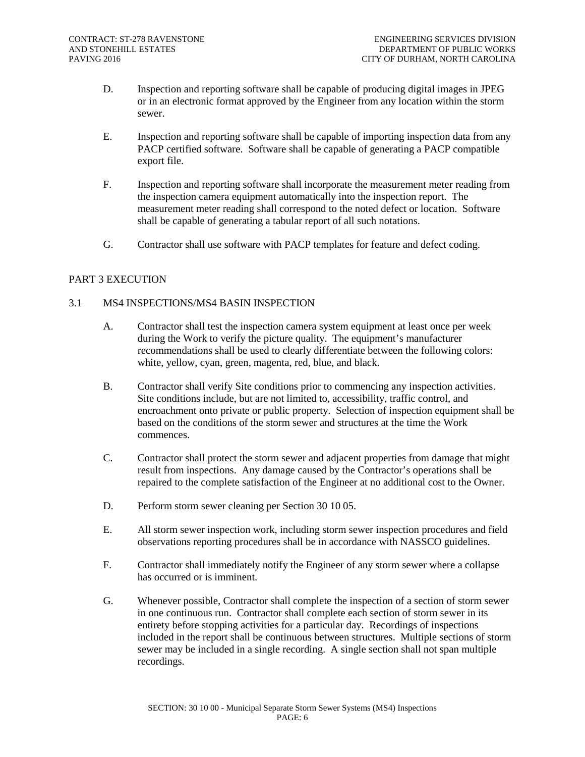D. Inspection and reporting software shall be capable of producing digital images in JPEG or in an electronic format approved by the Engineer from any location within the storm sewer.

E. Inspection and reporting software shall be capable of importing inspection data from any PACP certified software. Software shall be capable of generating a PACP compatible export file.

F. Inspection and reporting software shall incorporate the measurement meter reading from the inspection camera equipment automatically into the inspection report. The measurement meter reading shall correspond to the noted defect or location. Software shall be capable of generating a tabular report of all such notations.

G. Contractor shall use software with PACP templates for feature and defect coding.

## PART 3 EXECUTION

### 3.1 MS4 INSPECTIONS/MS4 BASIN INSPECTION

A. Contractor shall test the inspection camera system equipment at least once per week during the Work to verify the picture quality. The equipment's manufacturer recommendations shall be used to clearly differentiate between the following colors: white, yellow, cyan, green, magenta, red, blue, and black.

B. Contractor shall verify Site conditions prior to commencing any inspection activities. Site conditions include, but are not limited to, accessibility, traffic control, and encroachment onto private or public property. Selection of inspection equipment shall be based on the conditions of the storm sewer and structures at the time the Work commences.

C. Contractor shall protect the storm sewer and adjacent properties from damage that might result from inspections. Any damage caused by the Contractor's operations shall be repaired to the complete satisfaction of the Engineer at no additional cost to the Owner.

D. Perform storm sewer cleaning per Section 30 10 05.

E. All storm sewer inspection work, including storm sewer inspection procedures and field observations reporting procedures shall be in accordance with NASSCO guidelines.

F. Contractor shall immediately notify the Engineer of any storm sewer where a collapse has occurred or is imminent.

G. Whenever possible, Contractor shall complete the inspection of a section of storm sewer in one continuous run. Contractor shall complete each section of storm sewer in its entirety before stopping activities for a particular day. Recordings of inspections included in the report shall be continuous between structures. Multiple sections of storm sewer may be included in a single recording. A single section shall not span multiple recordings.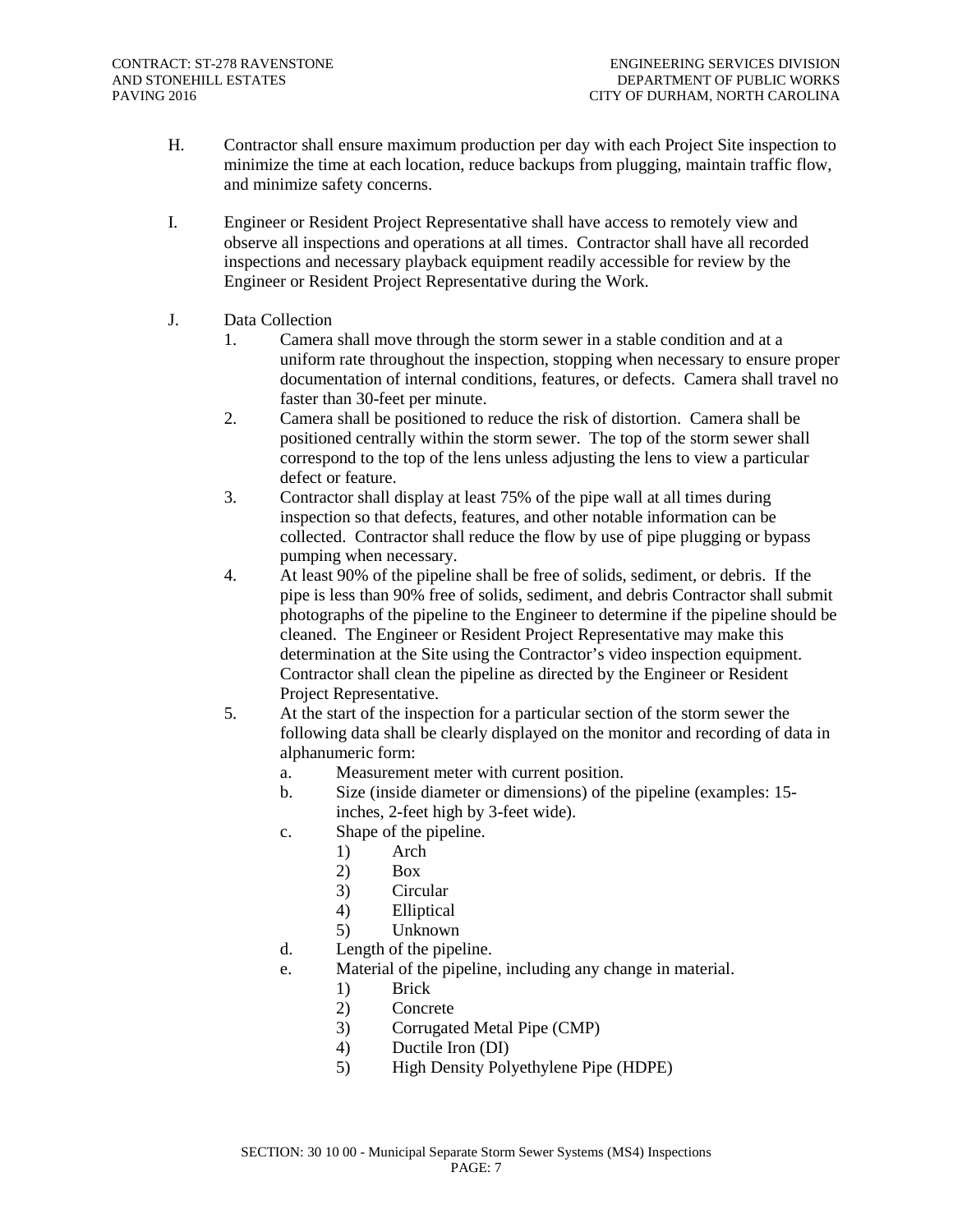H. Contractor shall ensure maximum production per day with each Project Site inspection to minimize the time at each location, reduce backups from plugging, maintain traffic flow, and minimize safety concerns.

I. Engineer or Resident Project Representative shall have access to remotely view and observe all inspections and operations at all times. Contractor shall have all recorded inspections and necessary playback equipment readily accessible for review by the Engineer or Resident Project Representative during the Work.

J. Data Collection
   1. Camera shall move through the storm sewer in a stable condition and at a uniform rate throughout the inspection, stopping when necessary to ensure proper documentation of internal conditions, features, or defects. Camera shall travel no faster than 30-feet per minute.
   2. Camera shall be positioned to reduce the risk of distortion. Camera shall be positioned centrally within the storm sewer. The top of the storm sewer shall correspond to the top of the lens unless adjusting the lens to view a particular defect or feature.
   3. Contractor shall display at least 75% of the pipe wall at all times during inspection so that defects, features, and other notable information can be collected. Contractor shall reduce the flow by use of pipe plugging or bypass pumping when necessary.
   4. At least 90% of the pipeline shall be free of solids, sediment, or debris. If the pipe is less than 90% free of solids, sediment, and debris Contractor shall submit photographs of the pipeline to the Engineer to determine if the pipeline should be cleaned. The Engineer or Resident Project Representative may make this determination at the Site using the Contractor's video inspection equipment. Contractor shall clean the pipeline as directed by the Engineer or Resident Project Representative.
   5. At the start of the inspection for a particular section of the storm sewer the following data shall be clearly displayed on the monitor and recording of data in alphanumeric form:
      a. Measurement meter with current position.
      b. Size (inside diameter or dimensions) of the pipeline (examples: 15-inches, 2-feet high by 3-feet wide).
      c. Shape of the pipeline.
         1) Arch
         2) Box
         3) Circular
         4) Elliptical
         5) Unknown
      d. Length of the pipeline.
      e. Material of the pipeline, including any change in material.
         1) Brick
         2) Concrete
         3) Corrugated Metal Pipe (CMP)
         4) Ductile Iron (DI)
         5) High Density Polyethylene Pipe (HDPE)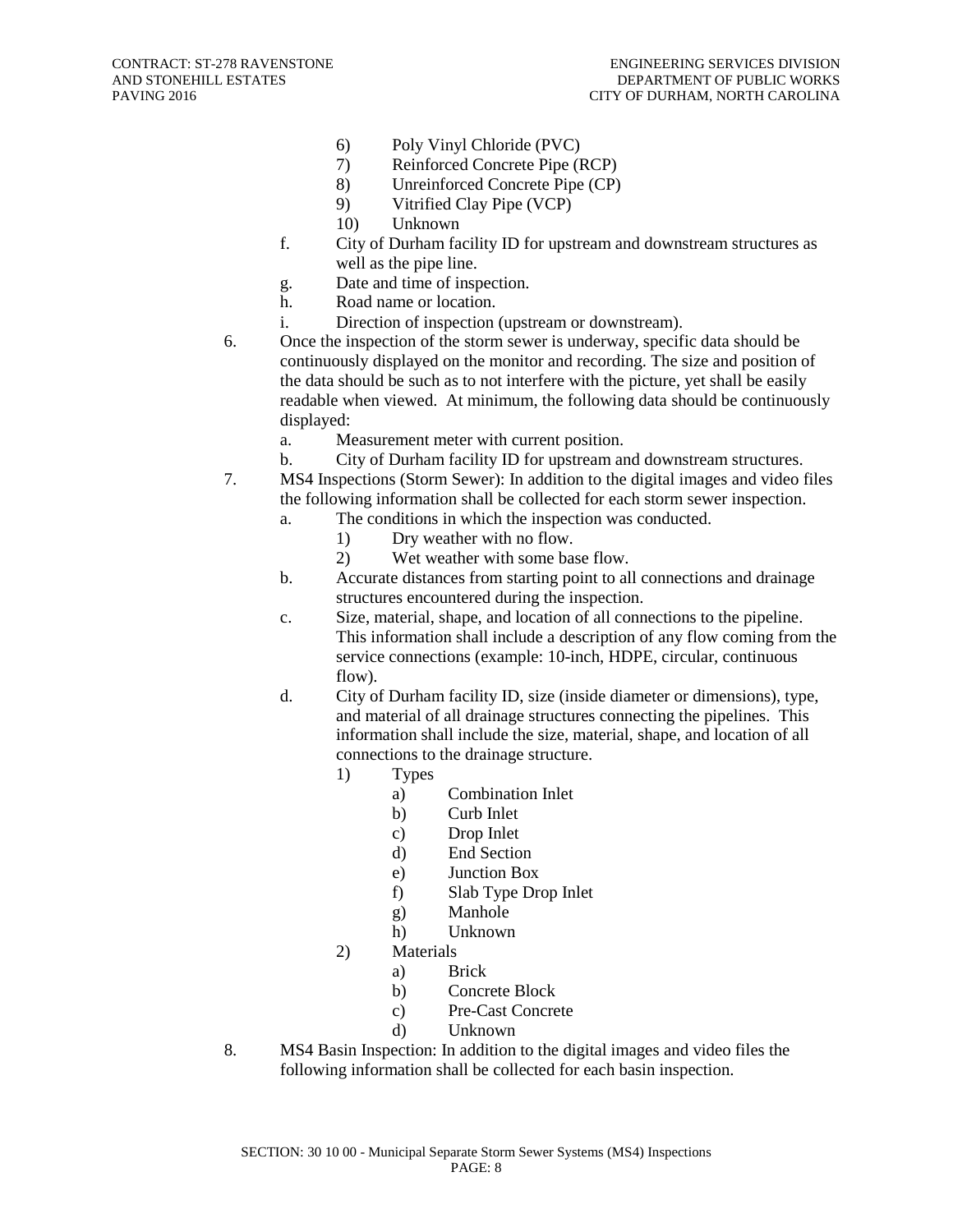6) Poly Vinyl Chloride (PVC)
7) Reinforced Concrete Pipe (RCP)
8) Unreinforced Concrete Pipe (CP)
9) Vitrified Clay Pipe (VCP)
10) Unknown

f. City of Durham facility ID for upstream and downstream structures as well as the pipe line.

g. Date and time of inspection.

h. Road name or location.

i. Direction of inspection (upstream or downstream).

6. Once the inspection of the storm sewer is underway, specific data should be continuously displayed on the monitor and recording. The size and position of the data should be such as to not interfere with the picture, yet shall be easily readable when viewed. At minimum, the following data should be continuously displayed:

   a. Measurement meter with current position.

   b. City of Durham facility ID for upstream and downstream structures.

7. MS4 Inspections (Storm Sewer): In addition to the digital images and video files the following information shall be collected for each storm sewer inspection.

   a. The conditions in which the inspection was conducted.
      1) Dry weather with no flow.
      2) Wet weather with some base flow.

   b. Accurate distances from starting point to all connections and drainage structures encountered during the inspection.

   c. Size, material, shape, and location of all connections to the pipeline. This information shall include a description of any flow coming from the service connections (example: 10-inch, HDPE, circular, continuous flow).

   d. City of Durham facility ID, size (inside diameter or dimensions), type, and material of all drainage structures connecting the pipelines. This information shall include the size, material, shape, and location of all connections to the drainage structure.
      1) Types
         a) Combination Inlet
         b) Curb Inlet
         c) Drop Inlet
         d) End Section
         e) Junction Box
         f) Slab Type Drop Inlet
         g) Manhole
         h) Unknown
      2) Materials
         a) Brick
         b) Concrete Block
         c) Pre-Cast Concrete
         d) Unknown

8. MS4 Basin Inspection: In addition to the digital images and video files the following information shall be collected for each basin inspection.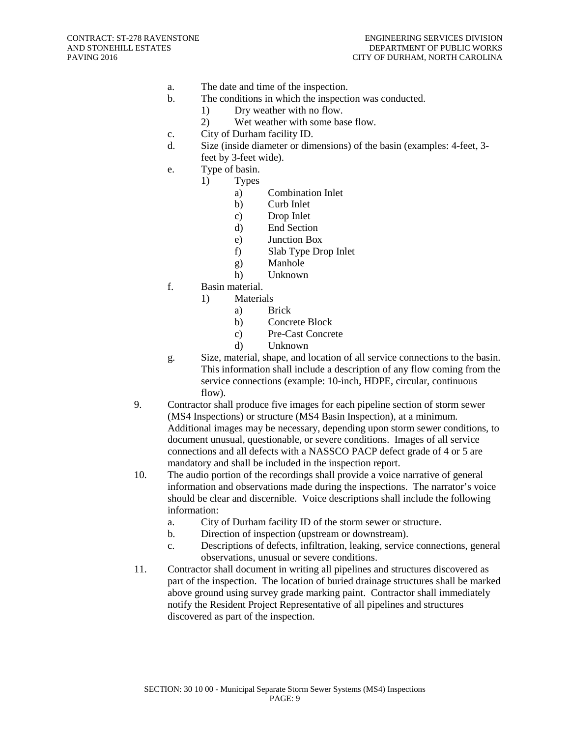a. The date and time of the inspection.
b. The conditions in which the inspection was conducted.
    1) Dry weather with no flow.
    2) Wet weather with some base flow.
c. City of Durham facility ID.
d. Size (inside diameter or dimensions) of the basin (examples: 4-feet, 3-feet by 3-feet wide).
e. Type of basin.
    1) Types
        a) Combination Inlet
        b) Curb Inlet
        c) Drop Inlet
        d) End Section
        e) Junction Box
        f) Slab Type Drop Inlet
        g) Manhole
        h) Unknown
f. Basin material.
    1) Materials
        a) Brick
        b) Concrete Block
        c) Pre-Cast Concrete
        d) Unknown
g. Size, material, shape, and location of all service connections to the basin. This information shall include a description of any flow coming from the service connections (example: 10-inch, HDPE, circular, continuous flow).

9. Contractor shall produce five images for each pipeline section of storm sewer (MS4 Inspections) or structure (MS4 Basin Inspection), at a minimum. Additional images may be necessary, depending upon storm sewer conditions, to document unusual, questionable, or severe conditions. Images of all service connections and all defects with a NASSCO PACP defect grade of 4 or 5 are mandatory and shall be included in the inspection report.

10. The audio portion of the recordings shall provide a voice narrative of general information and observations made during the inspections. The narrator's voice should be clear and discernible. Voice descriptions shall include the following information:
    a. City of Durham facility ID of the storm sewer or structure.
    b. Direction of inspection (upstream or downstream).
    c. Descriptions of defects, infiltration, leaking, service connections, general observations, unusual or severe conditions.

11. Contractor shall document in writing all pipelines and structures discovered as part of the inspection. The location of buried drainage structures shall be marked above ground using survey grade marking paint. Contractor shall immediately notify the Resident Project Representative of all pipelines and structures discovered as part of the inspection.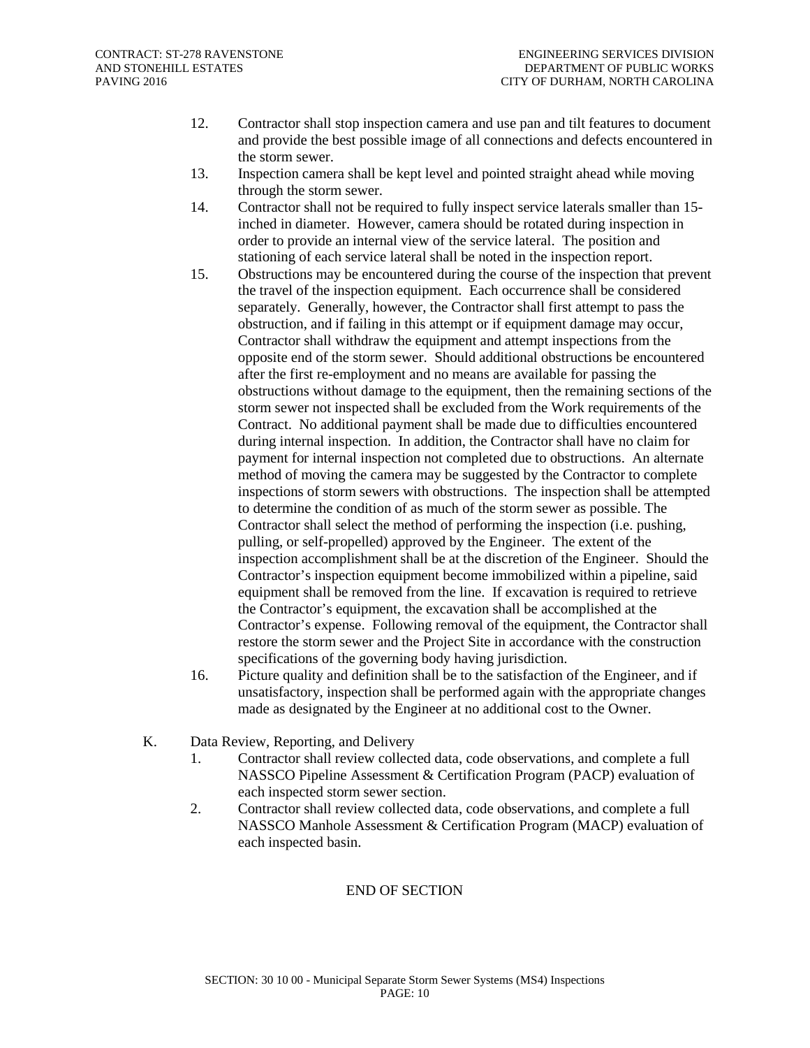12. Contractor shall stop inspection camera and use pan and tilt features to document and provide the best possible image of all connections and defects encountered in the storm sewer.
13. Inspection camera shall be kept level and pointed straight ahead while moving through the storm sewer.
14. Contractor shall not be required to fully inspect service laterals smaller than 15-inched in diameter. However, camera should be rotated during inspection in order to provide an internal view of the service lateral. The position and stationing of each service lateral shall be noted in the inspection report.
15. Obstructions may be encountered during the course of the inspection that prevent the travel of the inspection equipment. Each occurrence shall be considered separately. Generally, however, the Contractor shall first attempt to pass the obstruction, and if failing in this attempt or if equipment damage may occur, Contractor shall withdraw the equipment and attempt inspections from the opposite end of the storm sewer. Should additional obstructions be encountered after the first re-employment and no means are available for passing the obstructions without damage to the equipment, then the remaining sections of the storm sewer not inspected shall be excluded from the Work requirements of the Contract. No additional payment shall be made due to difficulties encountered during internal inspection. In addition, the Contractor shall have no claim for payment for internal inspection not completed due to obstructions. An alternate method of moving the camera may be suggested by the Contractor to complete inspections of storm sewers with obstructions. The inspection shall be attempted to determine the condition of as much of the storm sewer as possible. The Contractor shall select the method of performing the inspection (i.e. pushing, pulling, or self-propelled) approved by the Engineer. The extent of the inspection accomplishment shall be at the discretion of the Engineer. Should the Contractor's inspection equipment become immobilized within a pipeline, said equipment shall be removed from the line. If excavation is required to retrieve the Contractor's equipment, the excavation shall be accomplished at the Contractor's expense. Following removal of the equipment, the Contractor shall restore the storm sewer and the Project Site in accordance with the construction specifications of the governing body having jurisdiction.
16. Picture quality and definition shall be to the satisfaction of the Engineer, and if unsatisfactory, inspection shall be performed again with the appropriate changes made as designated by the Engineer at no additional cost to the Owner.

K. Data Review, Reporting, and Delivery

1. Contractor shall review collected data, code observations, and complete a full NASSCO Pipeline Assessment & Certification Program (PACP) evaluation of each inspected storm sewer section.
2. Contractor shall review collected data, code observations, and complete a full NASSCO Manhole Assessment & Certification Program (MACP) evaluation of each inspected basin.

END OF SECTION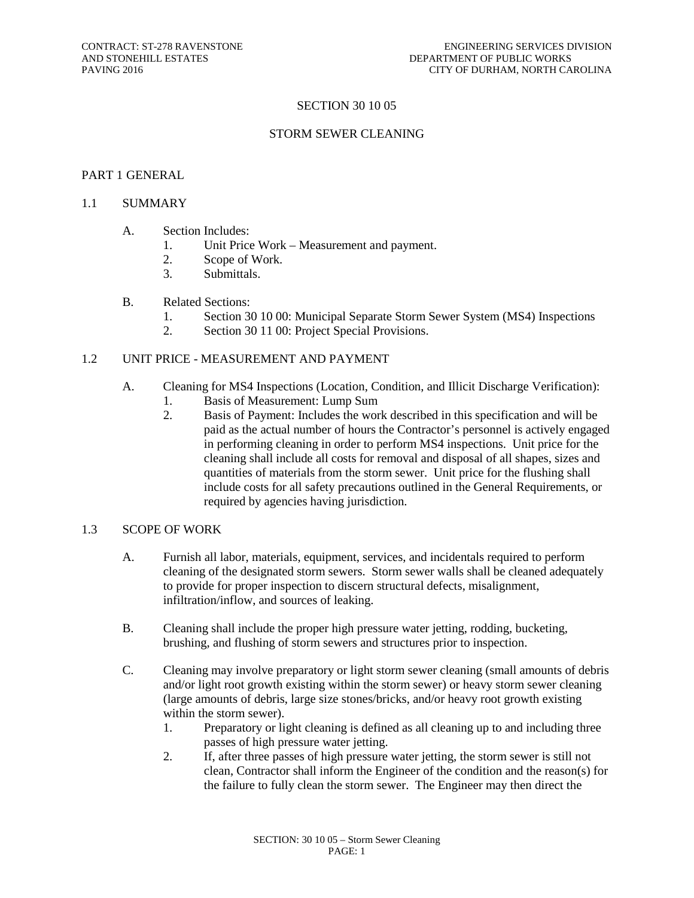# SECTION 30 10 05

# STORM SEWER CLEANING

## PART 1 GENERAL

### 1.1 SUMMARY

A. Section Includes:
   1. Unit Price Work – Measurement and payment.
   2. Scope of Work.
   3. Submittals.

B. Related Sections:
   1. Section 30 10 00: Municipal Separate Storm Sewer System (MS4) Inspections
   2. Section 30 11 00: Project Special Provisions.

### 1.2 UNIT PRICE - MEASUREMENT AND PAYMENT

A. Cleaning for MS4 Inspections (Location, Condition, and Illicit Discharge Verification):
   1. Basis of Measurement: Lump Sum
   2. Basis of Payment: Includes the work described in this specification and will be paid as the actual number of hours the Contractor's personnel is actively engaged in performing cleaning in order to perform MS4 inspections. Unit price for the cleaning shall include all costs for removal and disposal of all shapes, sizes and quantities of materials from the storm sewer. Unit price for the flushing shall include costs for all safety precautions outlined in the General Requirements, or required by agencies having jurisdiction.

### 1.3 SCOPE OF WORK

A. Furnish all labor, materials, equipment, services, and incidentals required to perform cleaning of the designated storm sewers. Storm sewer walls shall be cleaned adequately to provide for proper inspection to discern structural defects, misalignment, infiltration/inflow, and sources of leaking.

B. Cleaning shall include the proper high pressure water jetting, rodding, bucketing, brushing, and flushing of storm sewers and structures prior to inspection.

C. Cleaning may involve preparatory or light storm sewer cleaning (small amounts of debris and/or light root growth existing within the storm sewer) or heavy storm sewer cleaning (large amounts of debris, large size stones/bricks, and/or heavy root growth existing within the storm sewer).
   1. Preparatory or light cleaning is defined as all cleaning up to and including three passes of high pressure water jetting.
   2. If, after three passes of high pressure water jetting, the storm sewer is still not clean, Contractor shall inform the Engineer of the condition and the reason(s) for the failure to fully clean the storm sewer. The Engineer may then direct the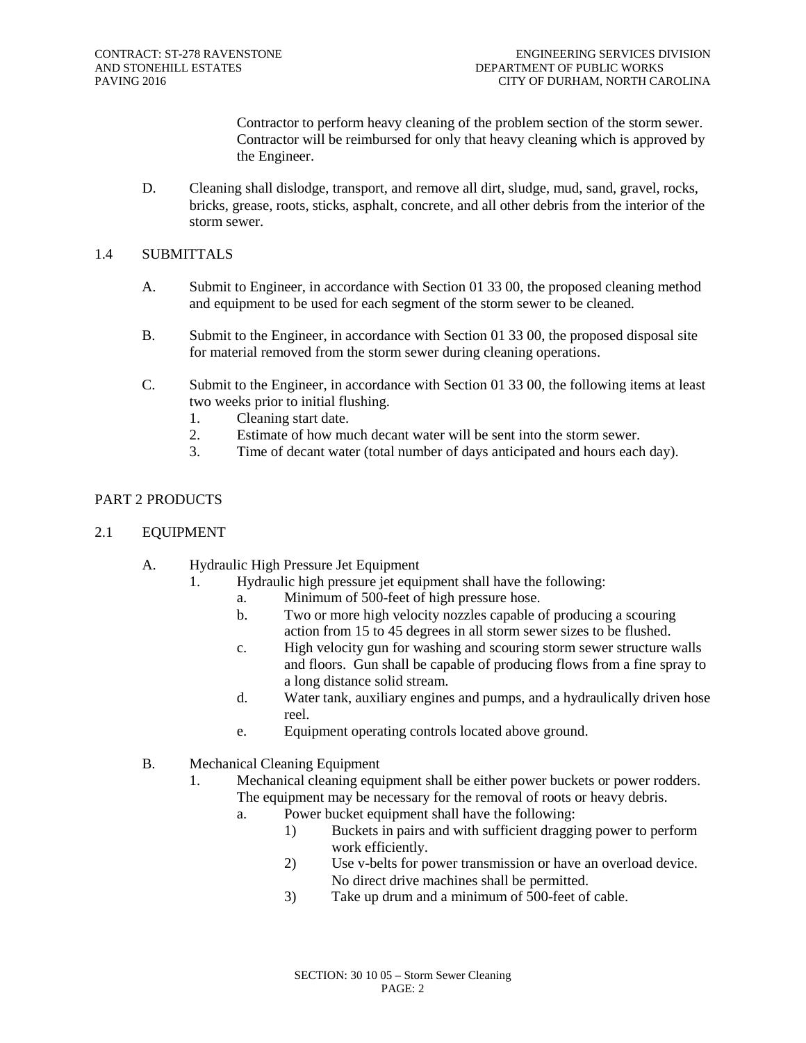Contractor to perform heavy cleaning of the problem section of the storm sewer. Contractor will be reimbursed for only that heavy cleaning which is approved by the Engineer.

D. Cleaning shall dislodge, transport, and remove all dirt, sludge, mud, sand, gravel, rocks, bricks, grease, roots, sticks, asphalt, concrete, and all other debris from the interior of the storm sewer.

## 1.4 SUBMITTALS

A. Submit to Engineer, in accordance with Section 01 33 00, the proposed cleaning method and equipment to be used for each segment of the storm sewer to be cleaned.

B. Submit to the Engineer, in accordance with Section 01 33 00, the proposed disposal site for material removed from the storm sewer during cleaning operations.

C. Submit to the Engineer, in accordance with Section 01 33 00, the following items at least two weeks prior to initial flushing.
   1. Cleaning start date.
   2. Estimate of how much decant water will be sent into the storm sewer.
   3. Time of decant water (total number of days anticipated and hours each day).

# PART 2 PRODUCTS

## 2.1 EQUIPMENT

A. Hydraulic High Pressure Jet Equipment
   1. Hydraulic high pressure jet equipment shall have the following:
      a. Minimum of 500-feet of high pressure hose.
      b. Two or more high velocity nozzles capable of producing a scouring action from 15 to 45 degrees in all storm sewer sizes to be flushed.
      c. High velocity gun for washing and scouring storm sewer structure walls and floors. Gun shall be capable of producing flows from a fine spray to a long distance solid stream.
      d. Water tank, auxiliary engines and pumps, and a hydraulically driven hose reel.
      e. Equipment operating controls located above ground.

B. Mechanical Cleaning Equipment
   1. Mechanical cleaning equipment shall be either power buckets or power rodders. The equipment may be necessary for the removal of roots or heavy debris.
      a. Power bucket equipment shall have the following:
         1) Buckets in pairs and with sufficient dragging power to perform work efficiently.
         2) Use v-belts for power transmission or have an overload device. No direct drive machines shall be permitted.
         3) Take up drum and a minimum of 500-feet of cable.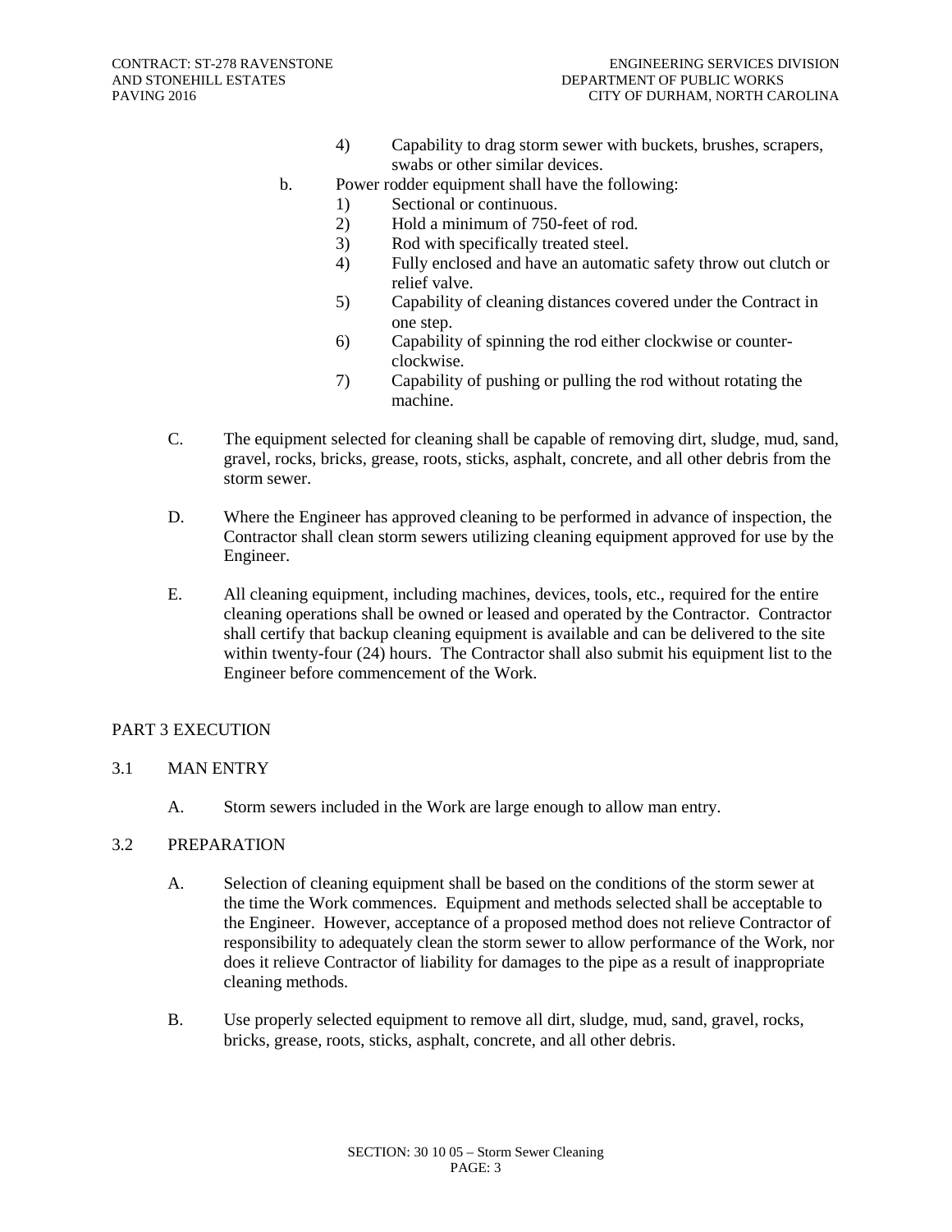4) Capability to drag storm sewer with buckets, brushes, scrapers, swabs or other similar devices.

b. Power rodder equipment shall have the following:
   1) Sectional or continuous.
   2) Hold a minimum of 750-feet of rod.
   3) Rod with specifically treated steel.
   4) Fully enclosed and have an automatic safety throw out clutch or relief valve.
   5) Capability of cleaning distances covered under the Contract in one step.
   6) Capability of spinning the rod either clockwise or counter-clockwise.
   7) Capability of pushing or pulling the rod without rotating the machine.

C. The equipment selected for cleaning shall be capable of removing dirt, sludge, mud, sand, gravel, rocks, bricks, grease, roots, sticks, asphalt, concrete, and all other debris from the storm sewer.

D. Where the Engineer has approved cleaning to be performed in advance of inspection, the Contractor shall clean storm sewers utilizing cleaning equipment approved for use by the Engineer.

E. All cleaning equipment, including machines, devices, tools, etc., required for the entire cleaning operations shall be owned or leased and operated by the Contractor. Contractor shall certify that backup cleaning equipment is available and can be delivered to the site within twenty-four (24) hours. The Contractor shall also submit his equipment list to the Engineer before commencement of the Work.

## PART 3 EXECUTION

### 3.1 MAN ENTRY

A. Storm sewers included in the Work are large enough to allow man entry.

### 3.2 PREPARATION

A. Selection of cleaning equipment shall be based on the conditions of the storm sewer at the time the Work commences. Equipment and methods selected shall be acceptable to the Engineer. However, acceptance of a proposed method does not relieve Contractor of responsibility to adequately clean the storm sewer to allow performance of the Work, nor does it relieve Contractor of liability for damages to the pipe as a result of inappropriate cleaning methods.

B. Use properly selected equipment to remove all dirt, sludge, mud, sand, gravel, rocks, bricks, grease, roots, sticks, asphalt, concrete, and all other debris.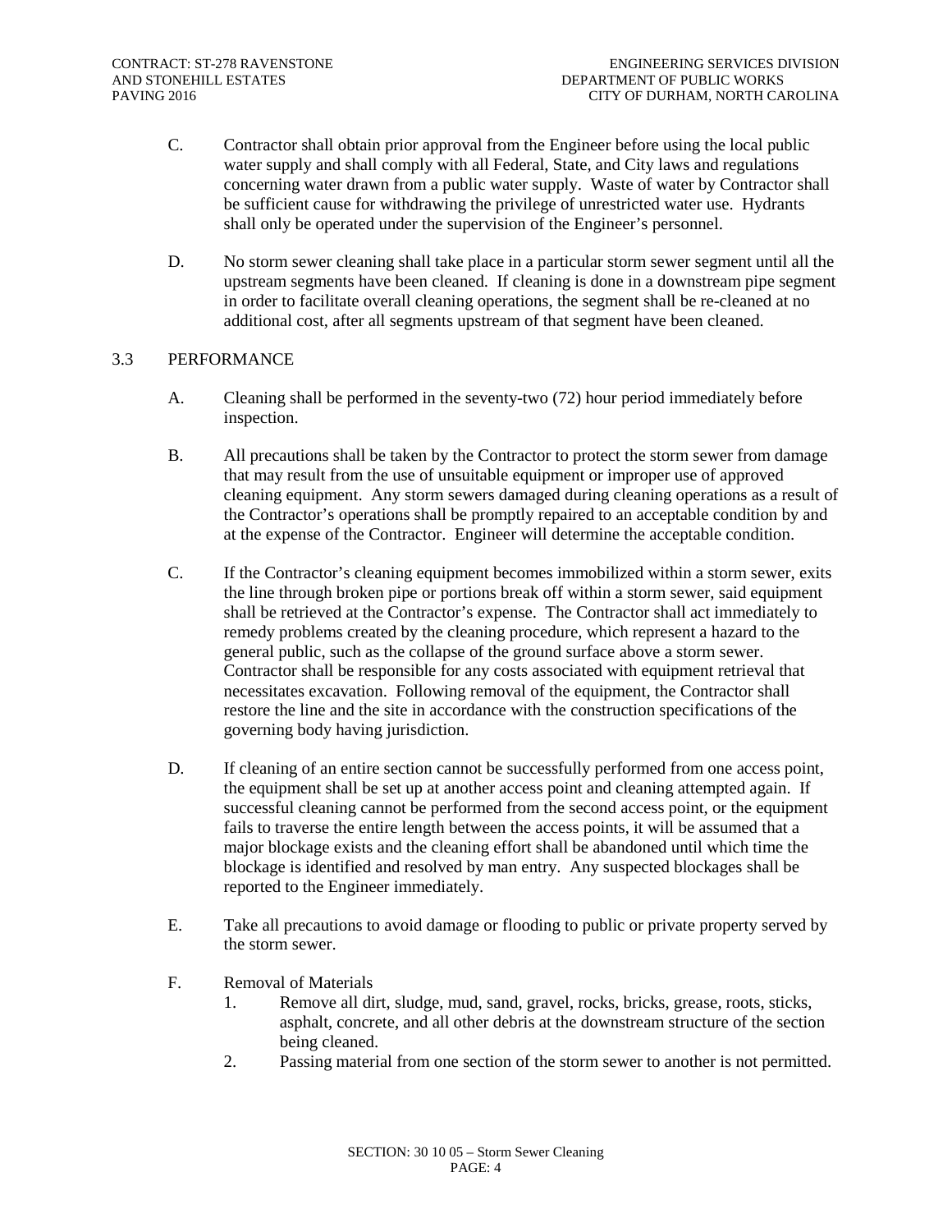C. Contractor shall obtain prior approval from the Engineer before using the local public water supply and shall comply with all Federal, State, and City laws and regulations concerning water drawn from a public water supply. Waste of water by Contractor shall be sufficient cause for withdrawing the privilege of unrestricted water use. Hydrants shall only be operated under the supervision of the Engineer's personnel.

D. No storm sewer cleaning shall take place in a particular storm sewer segment until all the upstream segments have been cleaned. If cleaning is done in a downstream pipe segment in order to facilitate overall cleaning operations, the segment shall be re-cleaned at no additional cost, after all segments upstream of that segment have been cleaned.

## 3.3 PERFORMANCE

A. Cleaning shall be performed in the seventy-two (72) hour period immediately before inspection.

B. All precautions shall be taken by the Contractor to protect the storm sewer from damage that may result from the use of unsuitable equipment or improper use of approved cleaning equipment. Any storm sewers damaged during cleaning operations as a result of the Contractor's operations shall be promptly repaired to an acceptable condition by and at the expense of the Contractor. Engineer will determine the acceptable condition.

C. If the Contractor's cleaning equipment becomes immobilized within a storm sewer, exits the line through broken pipe or portions break off within a storm sewer, said equipment shall be retrieved at the Contractor's expense. The Contractor shall act immediately to remedy problems created by the cleaning procedure, which represent a hazard to the general public, such as the collapse of the ground surface above a storm sewer. Contractor shall be responsible for any costs associated with equipment retrieval that necessitates excavation. Following removal of the equipment, the Contractor shall restore the line and the site in accordance with the construction specifications of the governing body having jurisdiction.

D. If cleaning of an entire section cannot be successfully performed from one access point, the equipment shall be set up at another access point and cleaning attempted again. If successful cleaning cannot be performed from the second access point, or the equipment fails to traverse the entire length between the access points, it will be assumed that a major blockage exists and the cleaning effort shall be abandoned until which time the blockage is identified and resolved by man entry. Any suspected blockages shall be reported to the Engineer immediately.

E. Take all precautions to avoid damage or flooding to public or private property served by the storm sewer.

F. Removal of Materials

1. Remove all dirt, sludge, mud, sand, gravel, rocks, bricks, grease, roots, sticks, asphalt, concrete, and all other debris at the downstream structure of the section being cleaned.
2. Passing material from one section of the storm sewer to another is not permitted.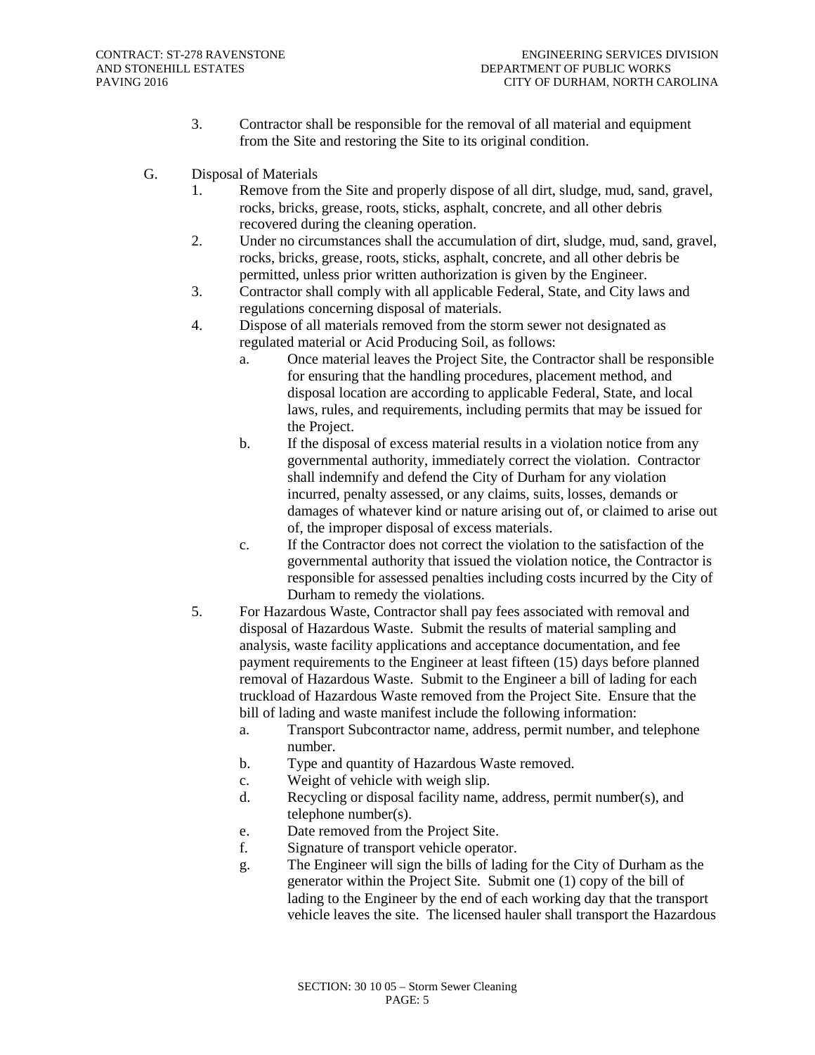3. Contractor shall be responsible for the removal of all material and equipment from the Site and restoring the Site to its original condition.

G. Disposal of Materials

1. Remove from the Site and properly dispose of all dirt, sludge, mud, sand, gravel, rocks, bricks, grease, roots, sticks, asphalt, concrete, and all other debris recovered during the cleaning operation.
2. Under no circumstances shall the accumulation of dirt, sludge, mud, sand, gravel, rocks, bricks, grease, roots, sticks, asphalt, concrete, and all other debris be permitted, unless prior written authorization is given by the Engineer.
3. Contractor shall comply with all applicable Federal, State, and City laws and regulations concerning disposal of materials.
4. Dispose of all materials removed from the storm sewer not designated as regulated material or Acid Producing Soil, as follows:
   a. Once material leaves the Project Site, the Contractor shall be responsible for ensuring that the handling procedures, placement method, and disposal location are according to applicable Federal, State, and local laws, rules, and requirements, including permits that may be issued for the Project.
   b. If the disposal of excess material results in a violation notice from any governmental authority, immediately correct the violation. Contractor shall indemnify and defend the City of Durham for any violation incurred, penalty assessed, or any claims, suits, losses, demands or damages of whatever kind or nature arising out of, or claimed to arise out of, the improper disposal of excess materials.
   c. If the Contractor does not correct the violation to the satisfaction of the governmental authority that issued the violation notice, the Contractor is responsible for assessed penalties including costs incurred by the City of Durham to remedy the violations.
5. For Hazardous Waste, Contractor shall pay fees associated with removal and disposal of Hazardous Waste. Submit the results of material sampling and analysis, waste facility applications and acceptance documentation, and fee payment requirements to the Engineer at least fifteen (15) days before planned removal of Hazardous Waste. Submit to the Engineer a bill of lading for each truckload of Hazardous Waste removed from the Project Site. Ensure that the bill of lading and waste manifest include the following information:
   a. Transport Subcontractor name, address, permit number, and telephone number.
   b. Type and quantity of Hazardous Waste removed.
   c. Weight of vehicle with weigh slip.
   d. Recycling or disposal facility name, address, permit number(s), and telephone number(s).
   e. Date removed from the Project Site.
   f. Signature of transport vehicle operator.
   g. The Engineer will sign the bills of lading for the City of Durham as the generator within the Project Site. Submit one (1) copy of the bill of lading to the Engineer by the end of each working day that the transport vehicle leaves the site. The licensed hauler shall transport the Hazardous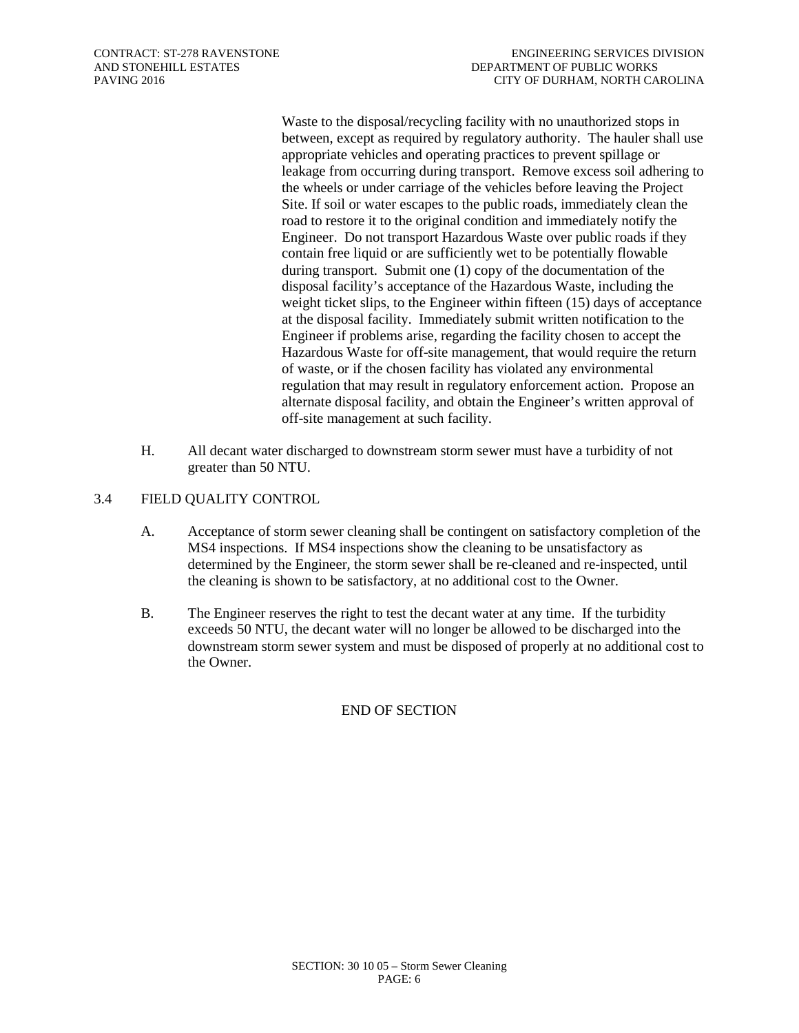Waste to the disposal/recycling facility with no unauthorized stops in between, except as required by regulatory authority. The hauler shall use appropriate vehicles and operating practices to prevent spillage or leakage from occurring during transport. Remove excess soil adhering to the wheels or under carriage of the vehicles before leaving the Project Site. If soil or water escapes to the public roads, immediately clean the road to restore it to the original condition and immediately notify the Engineer. Do not transport Hazardous Waste over public roads if they contain free liquid or are sufficiently wet to be potentially flowable during transport. Submit one (1) copy of the documentation of the disposal facility's acceptance of the Hazardous Waste, including the weight ticket slips, to the Engineer within fifteen (15) days of acceptance at the disposal facility. Immediately submit written notification to the Engineer if problems arise, regarding the facility chosen to accept the Hazardous Waste for off-site management, that would require the return of waste, or if the chosen facility has violated any environmental regulation that may result in regulatory enforcement action. Propose an alternate disposal facility, and obtain the Engineer's written approval of off-site management at such facility.

H. All decant water discharged to downstream storm sewer must have a turbidity of not greater than 50 NTU.

## 3.4 FIELD QUALITY CONTROL

A. Acceptance of storm sewer cleaning shall be contingent on satisfactory completion of the MS4 inspections. If MS4 inspections show the cleaning to be unsatisfactory as determined by the Engineer, the storm sewer shall be re-cleaned and re-inspected, until the cleaning is shown to be satisfactory, at no additional cost to the Owner.

B. The Engineer reserves the right to test the decant water at any time. If the turbidity exceeds 50 NTU, the decant water will no longer be allowed to be discharged into the downstream storm sewer system and must be disposed of properly at no additional cost to the Owner.

END OF SECTION